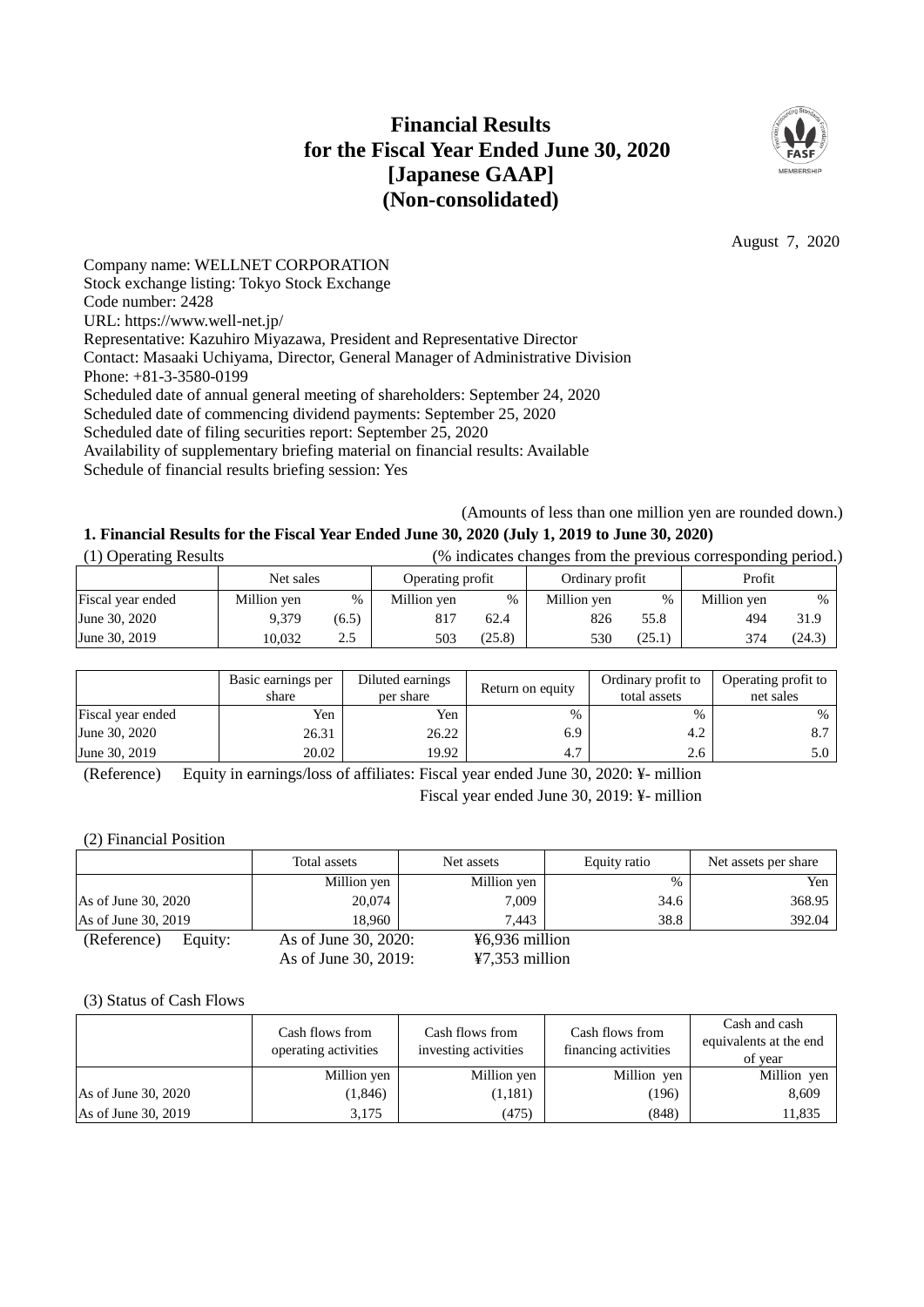# Financial Results for the Fiscal Year Ended June 30, 2020 [Japanese GAAP] (Non-consolidated)

August 7, 2020

Company name: WELLNET CORPORATION
Stock exchange listing: Tokyo Stock Exchange
Code number: 2428
URL: https://www.well-net.jp/
Representative: Kazuhiro Miyazawa, President and Representative Director
Contact: Masaaki Uchiyama, Director, General Manager of Administrative Division
Phone: +81-3-3580-0199
Scheduled date of annual general meeting of shareholders: September 24, 2020
Scheduled date of commencing dividend payments: September 25, 2020
Scheduled date of filing securities report: September 25, 2020
Availability of supplementary briefing material on financial results: Available
Schedule of financial results briefing session: Yes

(Amounts of less than one million yen are rounded down.)

## 1. Financial Results for the Fiscal Year Ended June 30, 2020 (July 1, 2019 to June 30, 2020)

(1) Operating Results (% indicates changes from the previous corresponding period.)

| | Net sales | | Operating profit | | Ordinary profit | | Profit | |
|---|---|---|---|---|---|---|---|---|
| Fiscal year ended | Million yen | % | Million yen | % | Million yen | % | Million yen | % |
| June 30, 2020 | 9,379 | (6.5) | 817 | 62.4 | 826 | 55.8 | 494 | 31.9 |
| June 30, 2019 | 10,032 | 2.5 | 503 | (25.8) | 530 | (25.1) | 374 | (24.3) |

| | Basic earnings per share | Diluted earnings per share | Return on equity | Ordinary profit to total assets | Operating profit to net sales |
|---|---|---|---|---|---|
| Fiscal year ended | Yen | Yen | % | % | % |
| June 30, 2020 | 26.31 | 26.22 | 6.9 | 4.2 | 8.7 |
| June 30, 2019 | 20.02 | 19.92 | 4.7 | 2.6 | 5.0 |

(Reference) Equity in earnings/loss of affiliates: Fiscal year ended June 30, 2020: ¥- million
Fiscal year ended June 30, 2019: ¥- million

(2) Financial Position

| | Total assets | Net assets | Equity ratio | Net assets per share |
|---|---|---|---|---|
| | Million yen | Million yen | % | Yen |
| As of June 30, 2020 | 20,074 | 7,009 | 34.6 | 368.95 |
| As of June 30, 2019 | 18,960 | 7,443 | 38.8 | 392.04 |

(Reference) Equity: As of June 30, 2020: ¥6,936 million
As of June 30, 2019: ¥7,353 million

(3) Status of Cash Flows

| | Cash flows from operating activities | Cash flows from investing activities | Cash flows from financing activities | Cash and cash equivalents at the end of year |
|---|---|---|---|---|
| | Million yen | Million yen | Million yen | Million yen |
| As of June 30, 2020 | (1,846) | (1,181) | (196) | 8,609 |
| As of June 30, 2019 | 3,175 | (475) | (848) | 11,835 |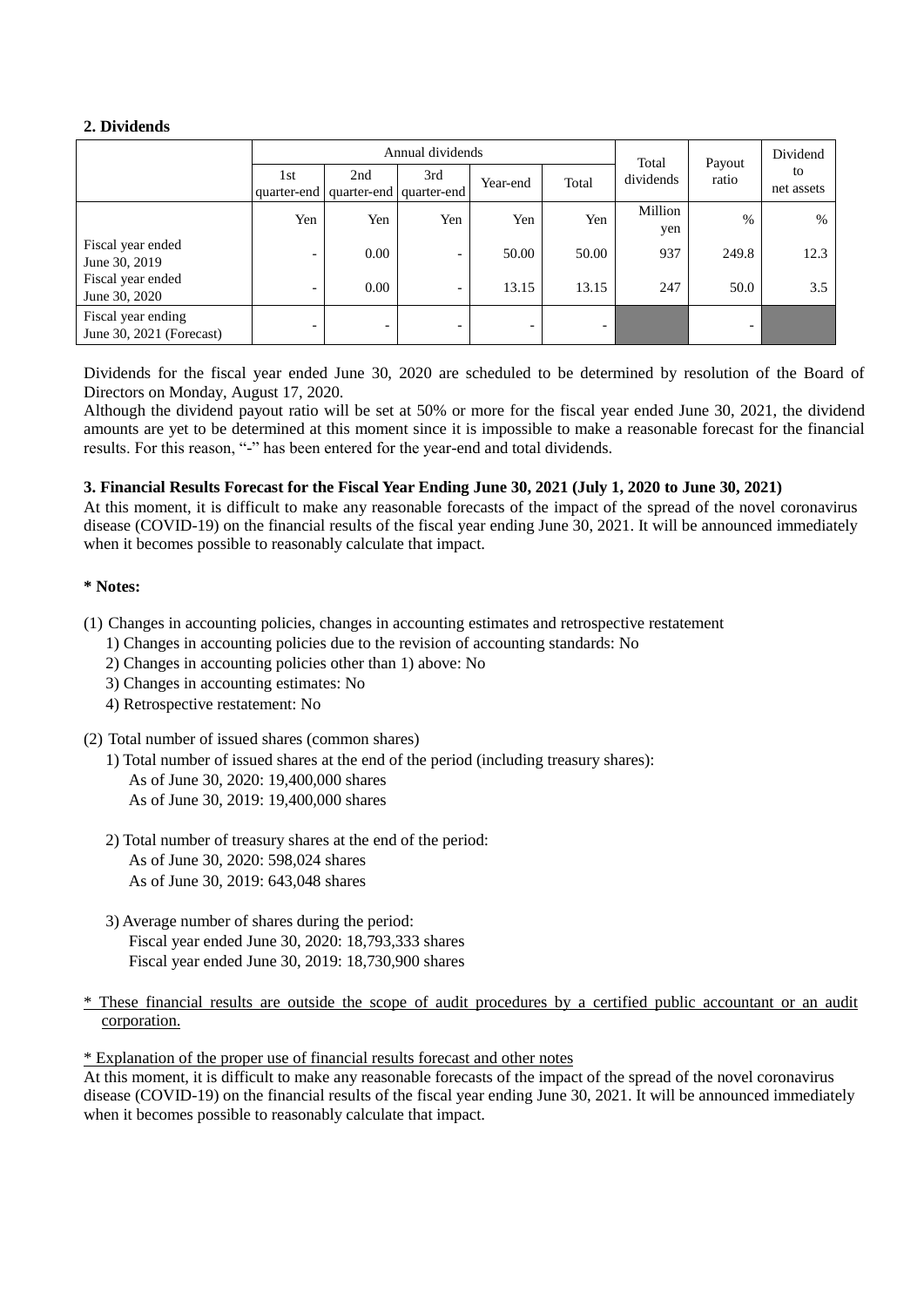**2. Dividends**

| | Annual dividends | | | | | Total dividends | Payout ratio | Dividend to net assets |
|---|---|---|---|---|---|---|---|---|
| | 1st quarter-end | 2nd quarter-end | 3rd quarter-end | Year-end | Total | | | |
| | Yen | Yen | Yen | Yen | Yen | Million yen | % | % |
| Fiscal year ended June 30, 2019 | - | 0.00 | - | 50.00 | 50.00 | 937 | 249.8 | 12.3 |
| Fiscal year ended June 30, 2020 | - | 0.00 | - | 13.15 | 13.15 | 247 | 50.0 | 3.5 |
| Fiscal year ending June 30, 2021 (Forecast) | - | - | - | - | - | | - | |

Dividends for the fiscal year ended June 30, 2020 are scheduled to be determined by resolution of the Board of Directors on Monday, August 17, 2020.

Although the dividend payout ratio will be set at 50% or more for the fiscal year ended June 30, 2021, the dividend amounts are yet to be determined at this moment since it is impossible to make a reasonable forecast for the financial results. For this reason, "-" has been entered for the year-end and total dividends.

**3. Financial Results Forecast for the Fiscal Year Ending June 30, 2021 (July 1, 2020 to June 30, 2021)**

At this moment, it is difficult to make any reasonable forecasts of the impact of the spread of the novel coronavirus disease (COVID-19) on the financial results of the fiscal year ending June 30, 2021. It will be announced immediately when it becomes possible to reasonably calculate that impact.

**\* Notes:**

(1) Changes in accounting policies, changes in accounting estimates and retrospective restatement
  1) Changes in accounting policies due to the revision of accounting standards: No
  2) Changes in accounting policies other than 1) above: No
  3) Changes in accounting estimates: No
  4) Retrospective restatement: No

(2) Total number of issued shares (common shares)
  1) Total number of issued shares at the end of the period (including treasury shares):
    As of June 30, 2020: 19,400,000 shares
    As of June 30, 2019: 19,400,000 shares

  2) Total number of treasury shares at the end of the period:
    As of June 30, 2020: 598,024 shares
    As of June 30, 2019: 643,048 shares

  3) Average number of shares during the period:
    Fiscal year ended June 30, 2020: 18,793,333 shares
    Fiscal year ended June 30, 2019: 18,730,900 shares

\* These financial results are outside the scope of audit procedures by a certified public accountant or an audit corporation.

\* Explanation of the proper use of financial results forecast and other notes

At this moment, it is difficult to make any reasonable forecasts of the impact of the spread of the novel coronavirus disease (COVID-19) on the financial results of the fiscal year ending June 30, 2021. It will be announced immediately when it becomes possible to reasonably calculate that impact.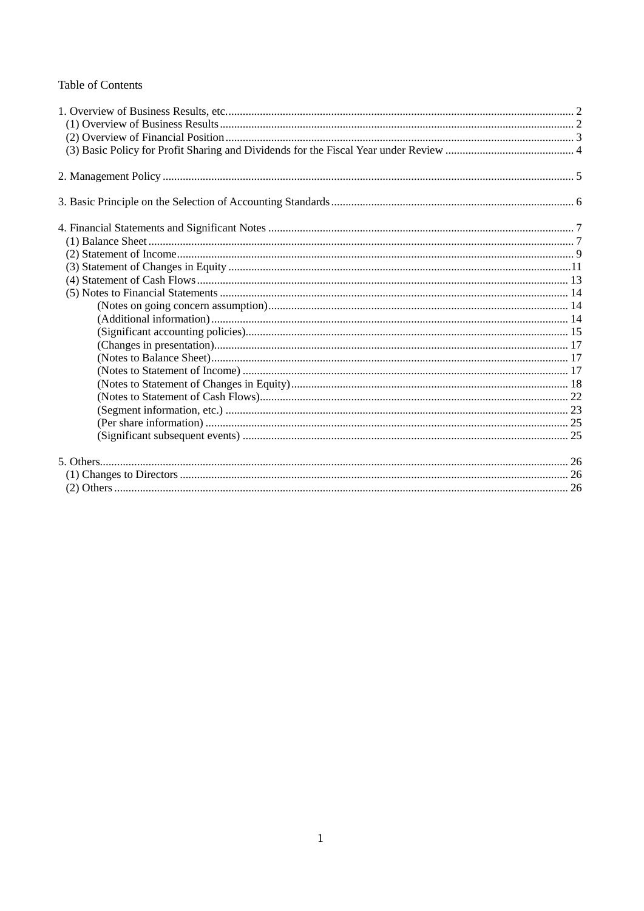Table of Contents

1. Overview of Business Results, etc. .......... 2
   (1) Overview of Business Results .......... 2
   (2) Overview of Financial Position .......... 3
   (3) Basic Policy for Profit Sharing and Dividends for the Fiscal Year under Review .......... 4

2. Management Policy .......... 5

3. Basic Principle on the Selection of Accounting Standards .......... 6

4. Financial Statements and Significant Notes .......... 7
   (1) Balance Sheet .......... 7
   (2) Statement of Income .......... 9
   (3) Statement of Changes in Equity .......... 11
   (4) Statement of Cash Flows .......... 13
   (5) Notes to Financial Statements .......... 14
      (Notes on going concern assumption) .......... 14
      (Additional information) .......... 14
      (Significant accounting policies) .......... 15
      (Changes in presentation) .......... 17
      (Notes to Balance Sheet) .......... 17
      (Notes to Statement of Income) .......... 17
      (Notes to Statement of Changes in Equity) .......... 18
      (Notes to Statement of Cash Flows) .......... 22
      (Segment information, etc.) .......... 23
      (Per share information) .......... 25
      (Significant subsequent events) .......... 25

5. Others .......... 26
   (1) Changes to Directors .......... 26
   (2) Others .......... 26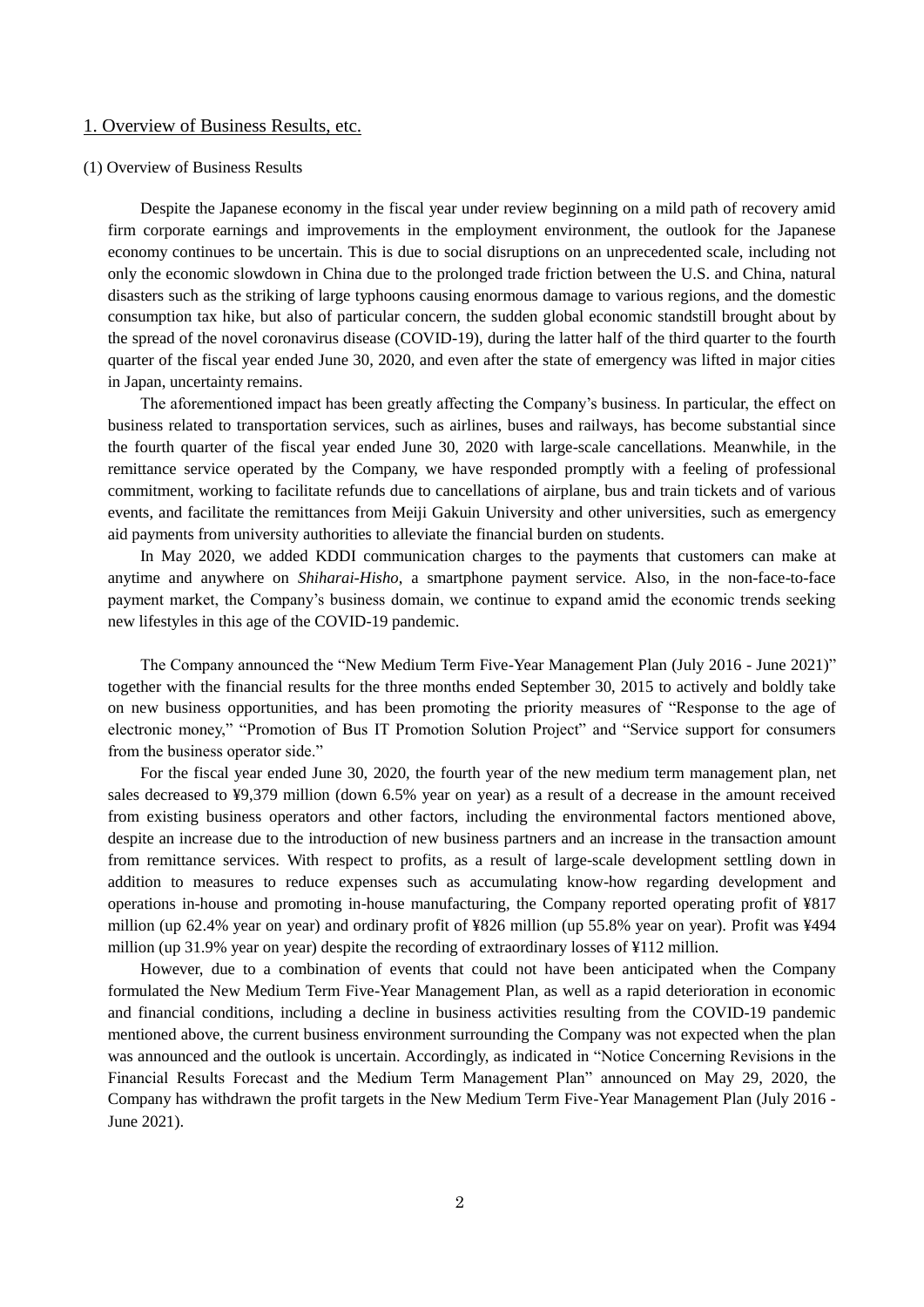## 1. Overview of Business Results, etc.

### (1) Overview of Business Results

Despite the Japanese economy in the fiscal year under review beginning on a mild path of recovery amid firm corporate earnings and improvements in the employment environment, the outlook for the Japanese economy continues to be uncertain. This is due to social disruptions on an unprecedented scale, including not only the economic slowdown in China due to the prolonged trade friction between the U.S. and China, natural disasters such as the striking of large typhoons causing enormous damage to various regions, and the domestic consumption tax hike, but also of particular concern, the sudden global economic standstill brought about by the spread of the novel coronavirus disease (COVID-19), during the latter half of the third quarter to the fourth quarter of the fiscal year ended June 30, 2020, and even after the state of emergency was lifted in major cities in Japan, uncertainty remains.

The aforementioned impact has been greatly affecting the Company's business. In particular, the effect on business related to transportation services, such as airlines, buses and railways, has become substantial since the fourth quarter of the fiscal year ended June 30, 2020 with large-scale cancellations. Meanwhile, in the remittance service operated by the Company, we have responded promptly with a feeling of professional commitment, working to facilitate refunds due to cancellations of airplane, bus and train tickets and of various events, and facilitate the remittances from Meiji Gakuin University and other universities, such as emergency aid payments from university authorities to alleviate the financial burden on students.

In May 2020, we added KDDI communication charges to the payments that customers can make at anytime and anywhere on *Shiharai-Hisho*, a smartphone payment service. Also, in the non-face-to-face payment market, the Company's business domain, we continue to expand amid the economic trends seeking new lifestyles in this age of the COVID-19 pandemic.

The Company announced the "New Medium Term Five-Year Management Plan (July 2016 - June 2021)" together with the financial results for the three months ended September 30, 2015 to actively and boldly take on new business opportunities, and has been promoting the priority measures of "Response to the age of electronic money," "Promotion of Bus IT Promotion Solution Project" and "Service support for consumers from the business operator side."

For the fiscal year ended June 30, 2020, the fourth year of the new medium term management plan, net sales decreased to ¥9,379 million (down 6.5% year on year) as a result of a decrease in the amount received from existing business operators and other factors, including the environmental factors mentioned above, despite an increase due to the introduction of new business partners and an increase in the transaction amount from remittance services. With respect to profits, as a result of large-scale development settling down in addition to measures to reduce expenses such as accumulating know-how regarding development and operations in-house and promoting in-house manufacturing, the Company reported operating profit of ¥817 million (up 62.4% year on year) and ordinary profit of ¥826 million (up 55.8% year on year). Profit was ¥494 million (up 31.9% year on year) despite the recording of extraordinary losses of ¥112 million.

However, due to a combination of events that could not have been anticipated when the Company formulated the New Medium Term Five-Year Management Plan, as well as a rapid deterioration in economic and financial conditions, including a decline in business activities resulting from the COVID-19 pandemic mentioned above, the current business environment surrounding the Company was not expected when the plan was announced and the outlook is uncertain. Accordingly, as indicated in "Notice Concerning Revisions in the Financial Results Forecast and the Medium Term Management Plan" announced on May 29, 2020, the Company has withdrawn the profit targets in the New Medium Term Five-Year Management Plan (July 2016 - June 2021).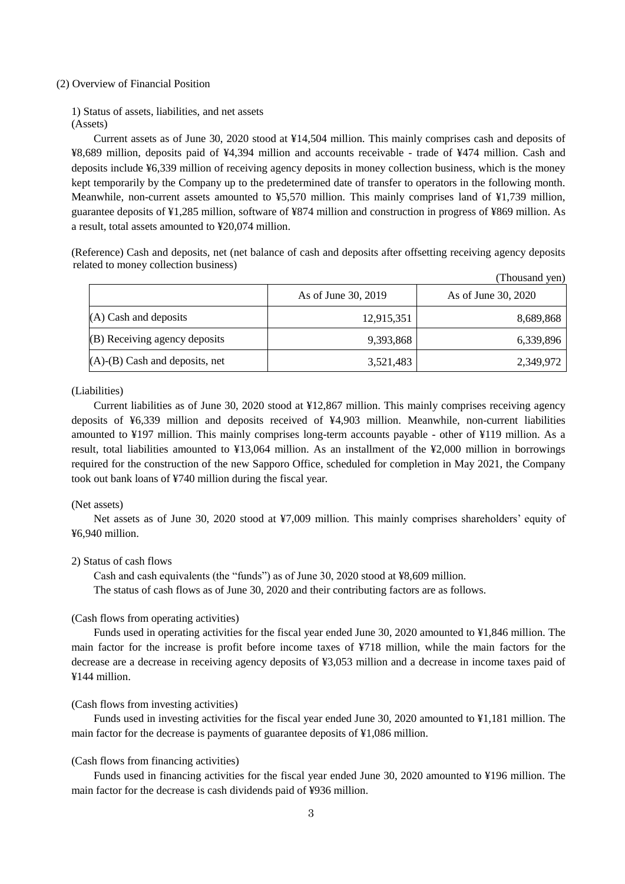## (2) Overview of Financial Position

### 1) Status of assets, liabilities, and net assets

(Assets)

Current assets as of June 30, 2020 stood at ¥14,504 million. This mainly comprises cash and deposits of ¥8,689 million, deposits paid of ¥4,394 million and accounts receivable - trade of ¥474 million. Cash and deposits include ¥6,339 million of receiving agency deposits in money collection business, which is the money kept temporarily by the Company up to the predetermined date of transfer to operators in the following month. Meanwhile, non-current assets amounted to ¥5,570 million. This mainly comprises land of ¥1,739 million, guarantee deposits of ¥1,285 million, software of ¥874 million and construction in progress of ¥869 million. As a result, total assets amounted to ¥20,074 million.

(Reference) Cash and deposits, net (net balance of cash and deposits after offsetting receiving agency deposits related to money collection business)

(Thousand yen)

| | As of June 30, 2019 | As of June 30, 2020 |
|---|---|---|
| (A) Cash and deposits | 12,915,351 | 8,689,868 |
| (B) Receiving agency deposits | 9,393,868 | 6,339,896 |
| (A)-(B) Cash and deposits, net | 3,521,483 | 2,349,972 |

(Liabilities)

Current liabilities as of June 30, 2020 stood at ¥12,867 million. This mainly comprises receiving agency deposits of ¥6,339 million and deposits received of ¥4,903 million. Meanwhile, non-current liabilities amounted to ¥197 million. This mainly comprises long-term accounts payable - other of ¥119 million. As a result, total liabilities amounted to ¥13,064 million. As an installment of the ¥2,000 million in borrowings required for the construction of the new Sapporo Office, scheduled for completion in May 2021, the Company took out bank loans of ¥740 million during the fiscal year.

(Net assets)

Net assets as of June 30, 2020 stood at ¥7,009 million. This mainly comprises shareholders' equity of ¥6,940 million.

### 2) Status of cash flows

Cash and cash equivalents (the "funds") as of June 30, 2020 stood at ¥8,609 million.

The status of cash flows as of June 30, 2020 and their contributing factors are as follows.

(Cash flows from operating activities)

Funds used in operating activities for the fiscal year ended June 30, 2020 amounted to ¥1,846 million. The main factor for the increase is profit before income taxes of ¥718 million, while the main factors for the decrease are a decrease in receiving agency deposits of ¥3,053 million and a decrease in income taxes paid of ¥144 million.

(Cash flows from investing activities)

Funds used in investing activities for the fiscal year ended June 30, 2020 amounted to ¥1,181 million. The main factor for the decrease is payments of guarantee deposits of ¥1,086 million.

(Cash flows from financing activities)

Funds used in financing activities for the fiscal year ended June 30, 2020 amounted to ¥196 million. The main factor for the decrease is cash dividends paid of ¥936 million.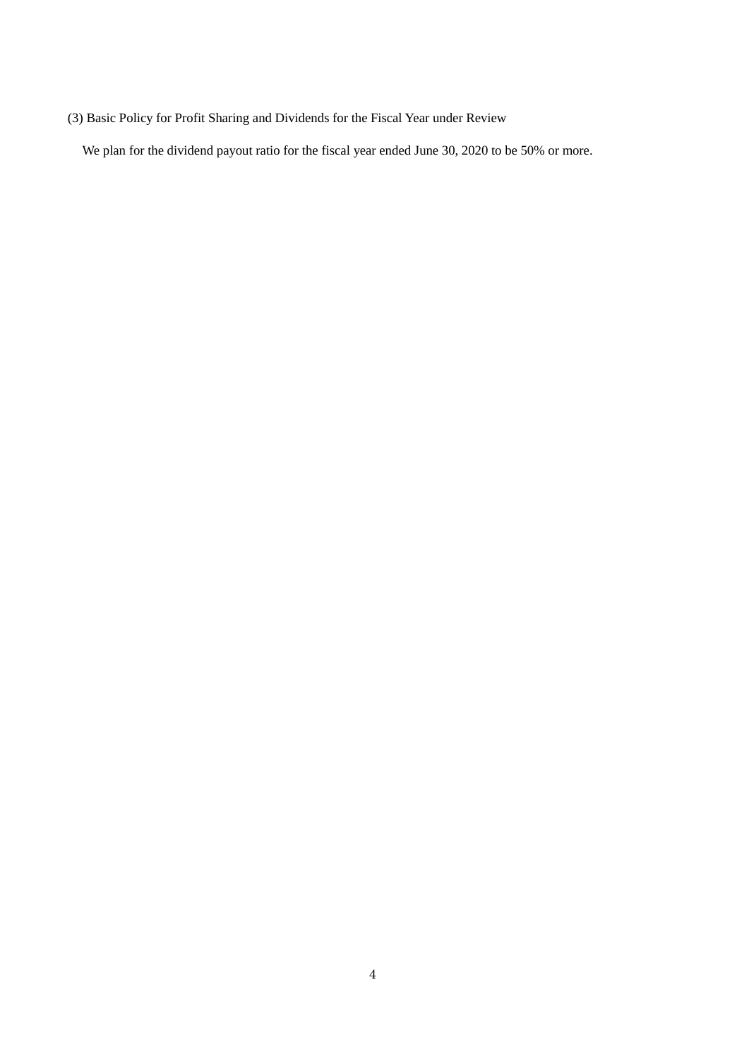### (3) Basic Policy for Profit Sharing and Dividends for the Fiscal Year under Review

We plan for the dividend payout ratio for the fiscal year ended June 30, 2020 to be 50% or more.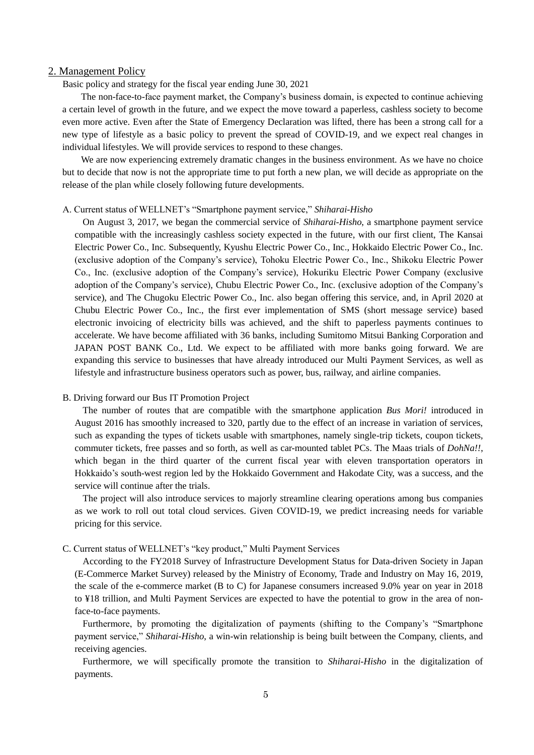## 2. Management Policy

Basic policy and strategy for the fiscal year ending June 30, 2021

The non-face-to-face payment market, the Company's business domain, is expected to continue achieving a certain level of growth in the future, and we expect the move toward a paperless, cashless society to become even more active. Even after the State of Emergency Declaration was lifted, there has been a strong call for a new type of lifestyle as a basic policy to prevent the spread of COVID-19, and we expect real changes in individual lifestyles. We will provide services to respond to these changes.

We are now experiencing extremely dramatic changes in the business environment. As we have no choice but to decide that now is not the appropriate time to put forth a new plan, we will decide as appropriate on the release of the plan while closely following future developments.

### A. Current status of WELLNET's "Smartphone payment service," *Shiharai-Hisho*

On August 3, 2017, we began the commercial service of *Shiharai-Hisho*, a smartphone payment service compatible with the increasingly cashless society expected in the future, with our first client, The Kansai Electric Power Co., Inc. Subsequently, Kyushu Electric Power Co., Inc., Hokkaido Electric Power Co., Inc. (exclusive adoption of the Company's service), Tohoku Electric Power Co., Inc., Shikoku Electric Power Co., Inc. (exclusive adoption of the Company's service), Hokuriku Electric Power Company (exclusive adoption of the Company's service), Chubu Electric Power Co., Inc. (exclusive adoption of the Company's service), and The Chugoku Electric Power Co., Inc. also began offering this service, and, in April 2020 at Chubu Electric Power Co., Inc., the first ever implementation of SMS (short message service) based electronic invoicing of electricity bills was achieved, and the shift to paperless payments continues to accelerate. We have become affiliated with 36 banks, including Sumitomo Mitsui Banking Corporation and JAPAN POST BANK Co., Ltd. We expect to be affiliated with more banks going forward. We are expanding this service to businesses that have already introduced our Multi Payment Services, as well as lifestyle and infrastructure business operators such as power, bus, railway, and airline companies.

### B. Driving forward our Bus IT Promotion Project

The number of routes that are compatible with the smartphone application *Bus Mori!* introduced in August 2016 has smoothly increased to 320, partly due to the effect of an increase in variation of services, such as expanding the types of tickets usable with smartphones, namely single-trip tickets, coupon tickets, commuter tickets, free passes and so forth, as well as car-mounted tablet PCs. The Maas trials of *DohNa!!*, which began in the third quarter of the current fiscal year with eleven transportation operators in Hokkaido's south-west region led by the Hokkaido Government and Hakodate City, was a success, and the service will continue after the trials.

The project will also introduce services to majorly streamline clearing operations among bus companies as we work to roll out total cloud services. Given COVID-19, we predict increasing needs for variable pricing for this service.

### C. Current status of WELLNET's "key product," Multi Payment Services

According to the FY2018 Survey of Infrastructure Development Status for Data-driven Society in Japan (E-Commerce Market Survey) released by the Ministry of Economy, Trade and Industry on May 16, 2019, the scale of the e-commerce market (B to C) for Japanese consumers increased 9.0% year on year in 2018 to ¥18 trillion, and Multi Payment Services are expected to have the potential to grow in the area of non-face-to-face payments.

Furthermore, by promoting the digitalization of payments (shifting to the Company's "Smartphone payment service," *Shiharai-Hisho*, a win-win relationship is being built between the Company, clients, and receiving agencies.

Furthermore, we will specifically promote the transition to *Shiharai-Hisho* in the digitalization of payments.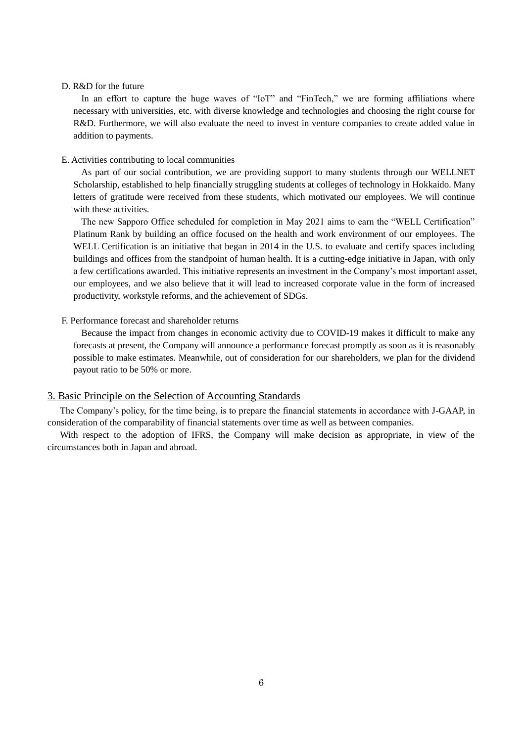D. R&D for the future

In an effort to capture the huge waves of "IoT" and "FinTech," we are forming affiliations where necessary with universities, etc. with diverse knowledge and technologies and choosing the right course for R&D. Furthermore, we will also evaluate the need to invest in venture companies to create added value in addition to payments.

E. Activities contributing to local communities

As part of our social contribution, we are providing support to many students through our WELLNET Scholarship, established to help financially struggling students at colleges of technology in Hokkaido. Many letters of gratitude were received from these students, which motivated our employees. We will continue with these activities.

The new Sapporo Office scheduled for completion in May 2021 aims to earn the "WELL Certification" Platinum Rank by building an office focused on the health and work environment of our employees. The WELL Certification is an initiative that began in 2014 in the U.S. to evaluate and certify spaces including buildings and offices from the standpoint of human health. It is a cutting-edge initiative in Japan, with only a few certifications awarded. This initiative represents an investment in the Company's most important asset, our employees, and we also believe that it will lead to increased corporate value in the form of increased productivity, workstyle reforms, and the achievement of SDGs.

F. Performance forecast and shareholder returns

Because the impact from changes in economic activity due to COVID-19 makes it difficult to make any forecasts at present, the Company will announce a performance forecast promptly as soon as it is reasonably possible to make estimates. Meanwhile, out of consideration for our shareholders, we plan for the dividend payout ratio to be 50% or more.

## 3. Basic Principle on the Selection of Accounting Standards

The Company's policy, for the time being, is to prepare the financial statements in accordance with J-GAAP, in consideration of the comparability of financial statements over time as well as between companies.

With respect to the adoption of IFRS, the Company will make decision as appropriate, in view of the circumstances both in Japan and abroad.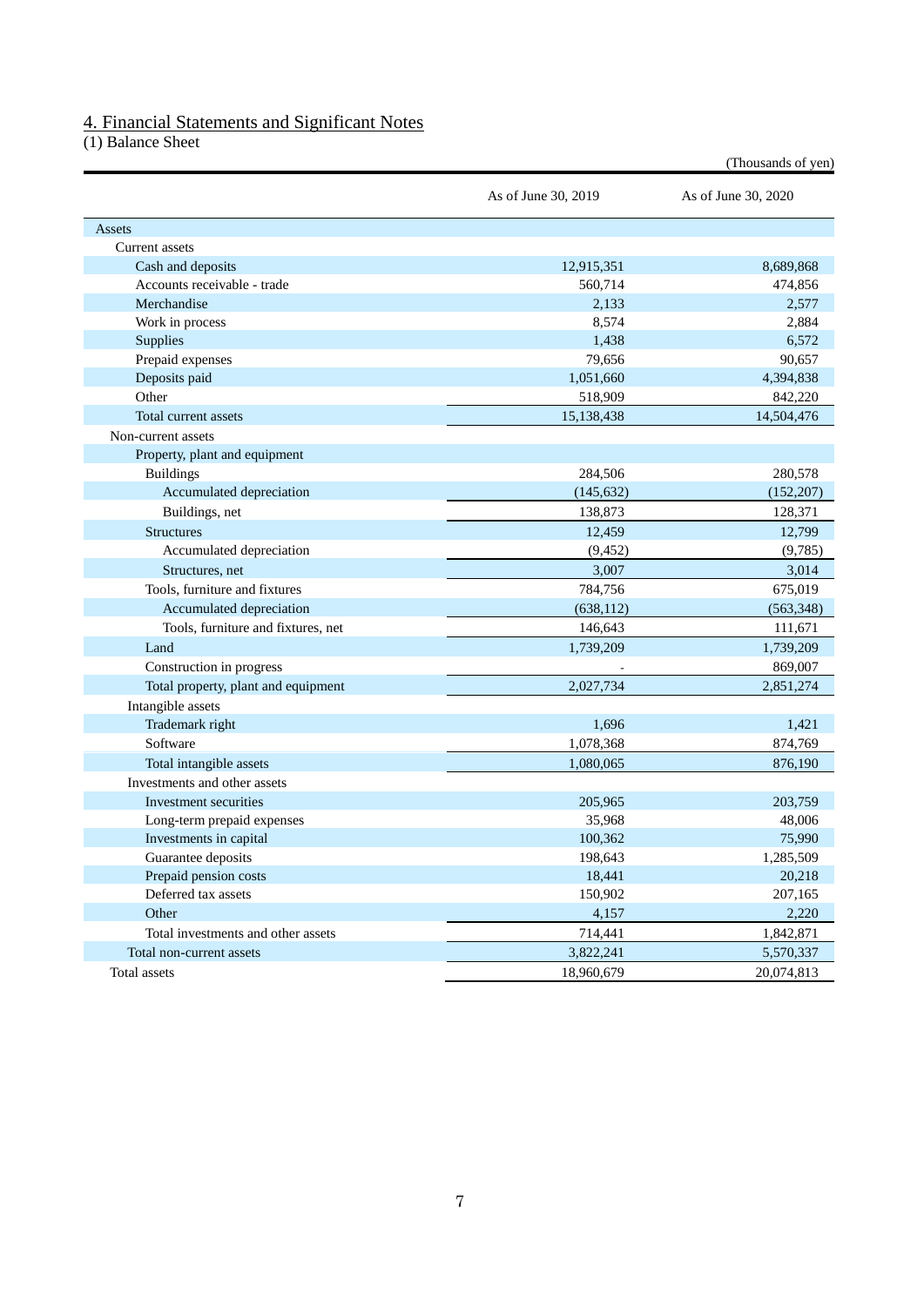# 4. Financial Statements and Significant Notes

## (1) Balance Sheet

(Thousands of yen)

| | As of June 30, 2019 | As of June 30, 2020 |
|---|---|---|
| Assets | | |
| Current assets | | |
| Cash and deposits | 12,915,351 | 8,689,868 |
| Accounts receivable - trade | 560,714 | 474,856 |
| Merchandise | 2,133 | 2,577 |
| Work in process | 8,574 | 2,884 |
| Supplies | 1,438 | 6,572 |
| Prepaid expenses | 79,656 | 90,657 |
| Deposits paid | 1,051,660 | 4,394,838 |
| Other | 518,909 | 842,220 |
| Total current assets | 15,138,438 | 14,504,476 |
| Non-current assets | | |
| Property, plant and equipment | | |
| Buildings | 284,506 | 280,578 |
| Accumulated depreciation | (145,632) | (152,207) |
| Buildings, net | 138,873 | 128,371 |
| Structures | 12,459 | 12,799 |
| Accumulated depreciation | (9,452) | (9,785) |
| Structures, net | 3,007 | 3,014 |
| Tools, furniture and fixtures | 784,756 | 675,019 |
| Accumulated depreciation | (638,112) | (563,348) |
| Tools, furniture and fixtures, net | 146,643 | 111,671 |
| Land | 1,739,209 | 1,739,209 |
| Construction in progress | - | 869,007 |
| Total property, plant and equipment | 2,027,734 | 2,851,274 |
| Intangible assets | | |
| Trademark right | 1,696 | 1,421 |
| Software | 1,078,368 | 874,769 |
| Total intangible assets | 1,080,065 | 876,190 |
| Investments and other assets | | |
| Investment securities | 205,965 | 203,759 |
| Long-term prepaid expenses | 35,968 | 48,006 |
| Investments in capital | 100,362 | 75,990 |
| Guarantee deposits | 198,643 | 1,285,509 |
| Prepaid pension costs | 18,441 | 20,218 |
| Deferred tax assets | 150,902 | 207,165 |
| Other | 4,157 | 2,220 |
| Total investments and other assets | 714,441 | 1,842,871 |
| Total non-current assets | 3,822,241 | 5,570,337 |
| Total assets | 18,960,679 | 20,074,813 |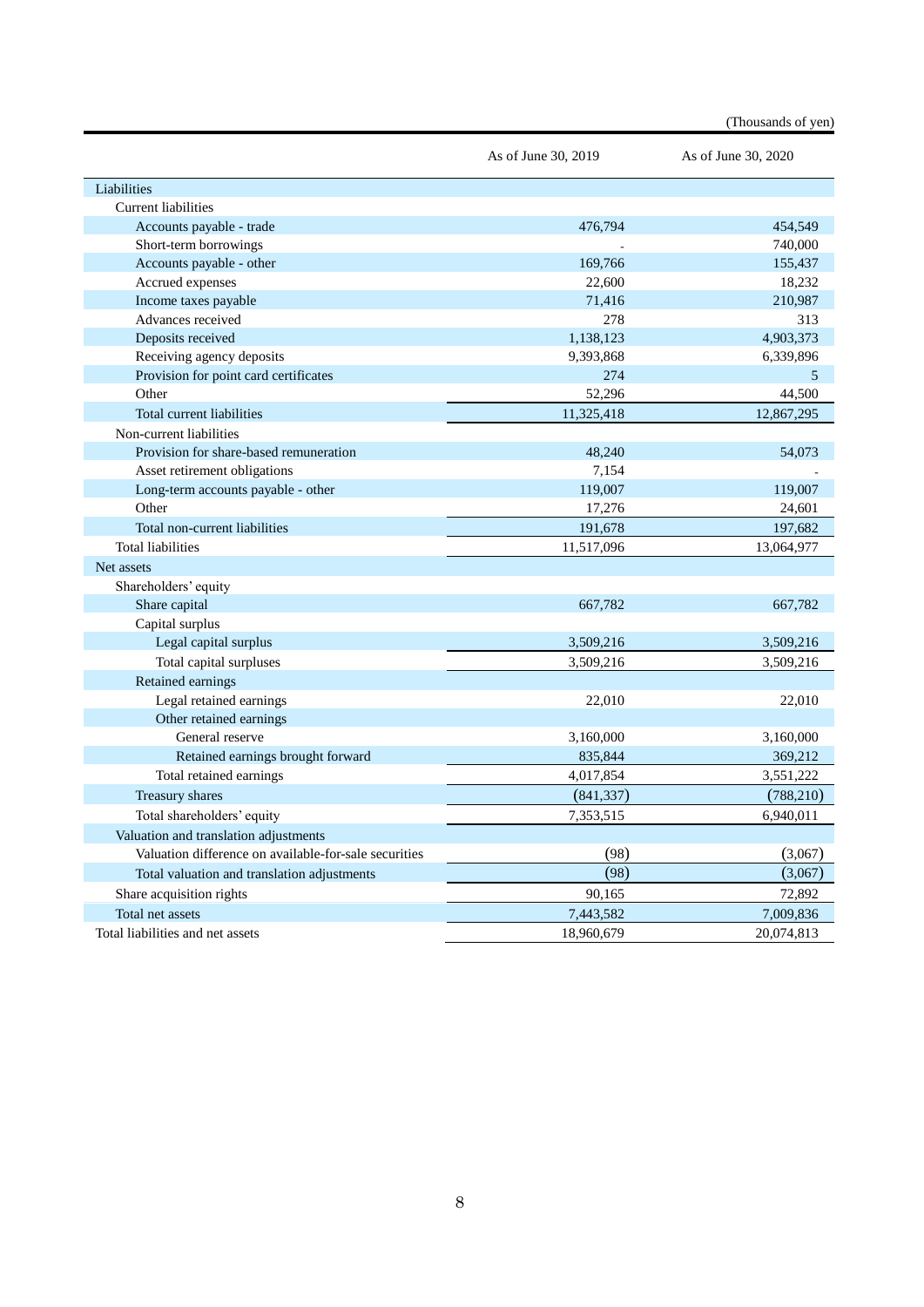(Thousands of yen)

| | As of June 30, 2019 | As of June 30, 2020 |
|---|---|---|
| Liabilities | | |
| Current liabilities | | |
| Accounts payable - trade | 476,794 | 454,549 |
| Short-term borrowings | - | 740,000 |
| Accounts payable - other | 169,766 | 155,437 |
| Accrued expenses | 22,600 | 18,232 |
| Income taxes payable | 71,416 | 210,987 |
| Advances received | 278 | 313 |
| Deposits received | 1,138,123 | 4,903,373 |
| Receiving agency deposits | 9,393,868 | 6,339,896 |
| Provision for point card certificates | 274 | 5 |
| Other | 52,296 | 44,500 |
| Total current liabilities | 11,325,418 | 12,867,295 |
| Non-current liabilities | | |
| Provision for share-based remuneration | 48,240 | 54,073 |
| Asset retirement obligations | 7,154 | - |
| Long-term accounts payable - other | 119,007 | 119,007 |
| Other | 17,276 | 24,601 |
| Total non-current liabilities | 191,678 | 197,682 |
| Total liabilities | 11,517,096 | 13,064,977 |
| Net assets | | |
| Shareholders' equity | | |
| Share capital | 667,782 | 667,782 |
| Capital surplus | | |
| Legal capital surplus | 3,509,216 | 3,509,216 |
| Total capital surpluses | 3,509,216 | 3,509,216 |
| Retained earnings | | |
| Legal retained earnings | 22,010 | 22,010 |
| Other retained earnings | | |
| General reserve | 3,160,000 | 3,160,000 |
| Retained earnings brought forward | 835,844 | 369,212 |
| Total retained earnings | 4,017,854 | 3,551,222 |
| Treasury shares | (841,337) | (788,210) |
| Total shareholders' equity | 7,353,515 | 6,940,011 |
| Valuation and translation adjustments | | |
| Valuation difference on available-for-sale securities | (98) | (3,067) |
| Total valuation and translation adjustments | (98) | (3,067) |
| Share acquisition rights | 90,165 | 72,892 |
| Total net assets | 7,443,582 | 7,009,836 |
| Total liabilities and net assets | 18,960,679 | 20,074,813 |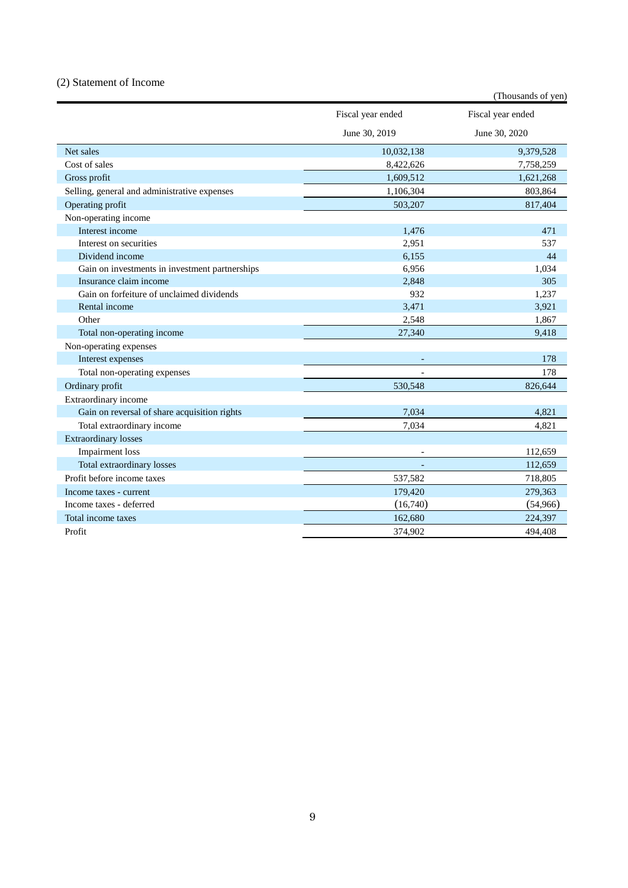## (2) Statement of Income

(Thousands of yen)

| | Fiscal year ended June 30, 2019 | Fiscal year ended June 30, 2020 |
|---|---|---|
| Net sales | 10,032,138 | 9,379,528 |
| Cost of sales | 8,422,626 | 7,758,259 |
| Gross profit | 1,609,512 | 1,621,268 |
| Selling, general and administrative expenses | 1,106,304 | 803,864 |
| Operating profit | 503,207 | 817,404 |
| Non-operating income | | |
| Interest income | 1,476 | 471 |
| Interest on securities | 2,951 | 537 |
| Dividend income | 6,155 | 44 |
| Gain on investments in investment partnerships | 6,956 | 1,034 |
| Insurance claim income | 2,848 | 305 |
| Gain on forfeiture of unclaimed dividends | 932 | 1,237 |
| Rental income | 3,471 | 3,921 |
| Other | 2,548 | 1,867 |
| Total non-operating income | 27,340 | 9,418 |
| Non-operating expenses | | |
| Interest expenses | - | 178 |
| Total non-operating expenses | - | 178 |
| Ordinary profit | 530,548 | 826,644 |
| Extraordinary income | | |
| Gain on reversal of share acquisition rights | 7,034 | 4,821 |
| Total extraordinary income | 7,034 | 4,821 |
| Extraordinary losses | | |
| Impairment loss | - | 112,659 |
| Total extraordinary losses | - | 112,659 |
| Profit before income taxes | 537,582 | 718,805 |
| Income taxes - current | 179,420 | 279,363 |
| Income taxes - deferred | (16,740) | (54,966) |
| Total income taxes | 162,680 | 224,397 |
| Profit | 374,902 | 494,408 |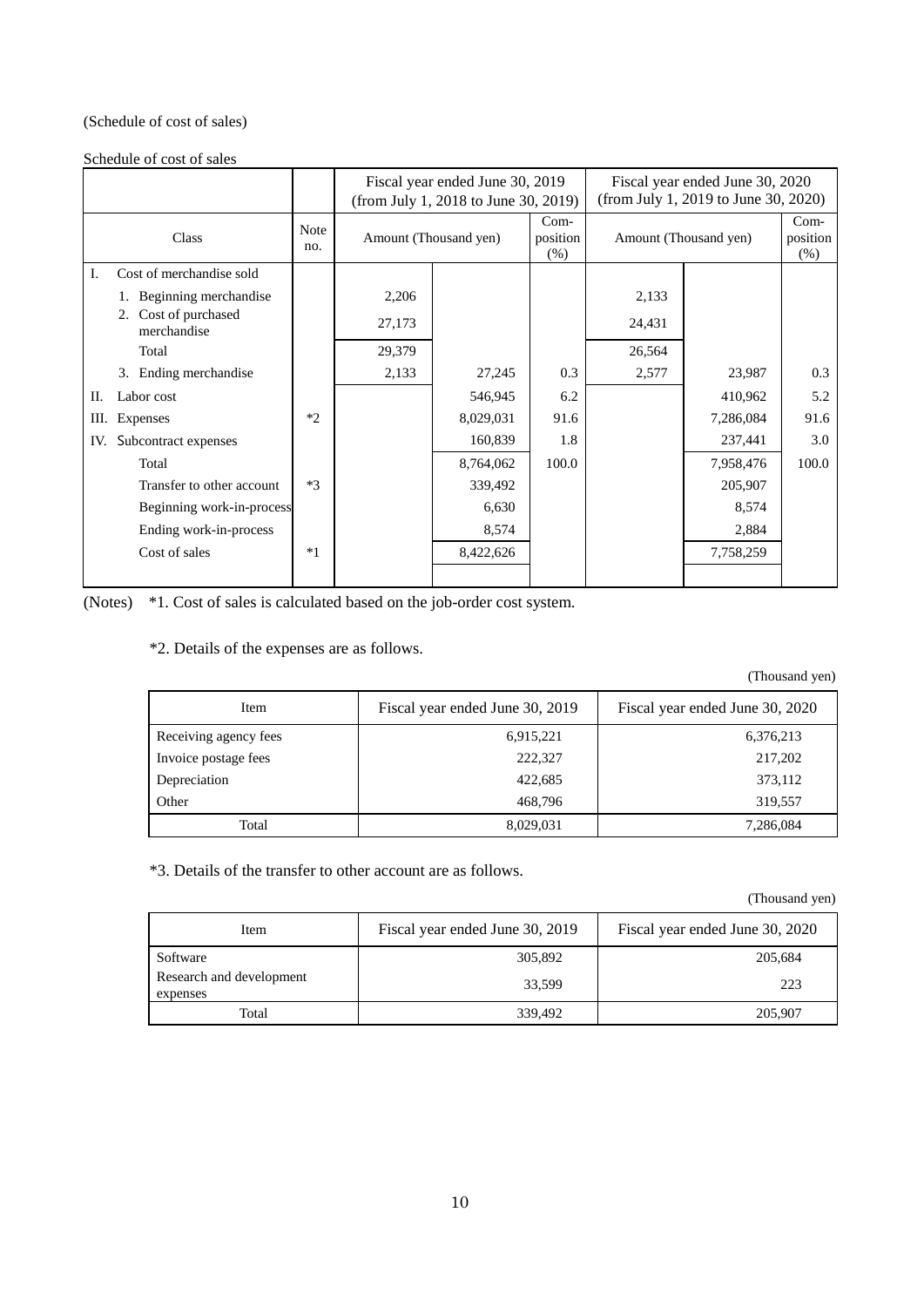(Schedule of cost of sales)

Schedule of cost of sales

| Class | Note no. | Fiscal year ended June 30, 2019 (from July 1, 2018 to June 30, 2019) | | | Fiscal year ended June 30, 2020 (from July 1, 2019 to June 30, 2020) | | |
|---|---|---|---|---|---|---|---|
| | | Amount (Thousand yen) | | Com-position (%) | Amount (Thousand yen) | | Com-position (%) |
| I. Cost of merchandise sold | | | | | | | |
| 1. Beginning merchandise | | 2,206 | | | 2,133 | | |
| 2. Cost of purchased merchandise | | 27,173 | | | 24,431 | | |
| Total | | 29,379 | | | 26,564 | | |
| 3. Ending merchandise | | 2,133 | 27,245 | 0.3 | 2,577 | 23,987 | 0.3 |
| II. Labor cost | | | 546,945 | 6.2 | | 410,962 | 5.2 |
| III. Expenses | *2 | | 8,029,031 | 91.6 | | 7,286,084 | 91.6 |
| IV. Subcontract expenses | | | 160,839 | 1.8 | | 237,441 | 3.0 |
| Total | | | 8,764,062 | 100.0 | | 7,958,476 | 100.0 |
| Transfer to other account | *3 | | 339,492 | | | 205,907 | |
| Beginning work-in-process | | | 6,630 | | | 8,574 | |
| Ending work-in-process | | | 8,574 | | | 2,884 | |
| Cost of sales | *1 | | 8,422,626 | | | 7,758,259 | |

(Notes) *1. Cost of sales is calculated based on the job-order cost system.

*2. Details of the expenses are as follows.

(Thousand yen)

| Item | Fiscal year ended June 30, 2019 | Fiscal year ended June 30, 2020 |
|---|---|---|
| Receiving agency fees | 6,915,221 | 6,376,213 |
| Invoice postage fees | 222,327 | 217,202 |
| Depreciation | 422,685 | 373,112 |
| Other | 468,796 | 319,557 |
| Total | 8,029,031 | 7,286,084 |

*3. Details of the transfer to other account are as follows.

(Thousand yen)

| Item | Fiscal year ended June 30, 2019 | Fiscal year ended June 30, 2020 |
|---|---|---|
| Software | 305,892 | 205,684 |
| Research and development expenses | 33,599 | 223 |
| Total | 339,492 | 205,907 |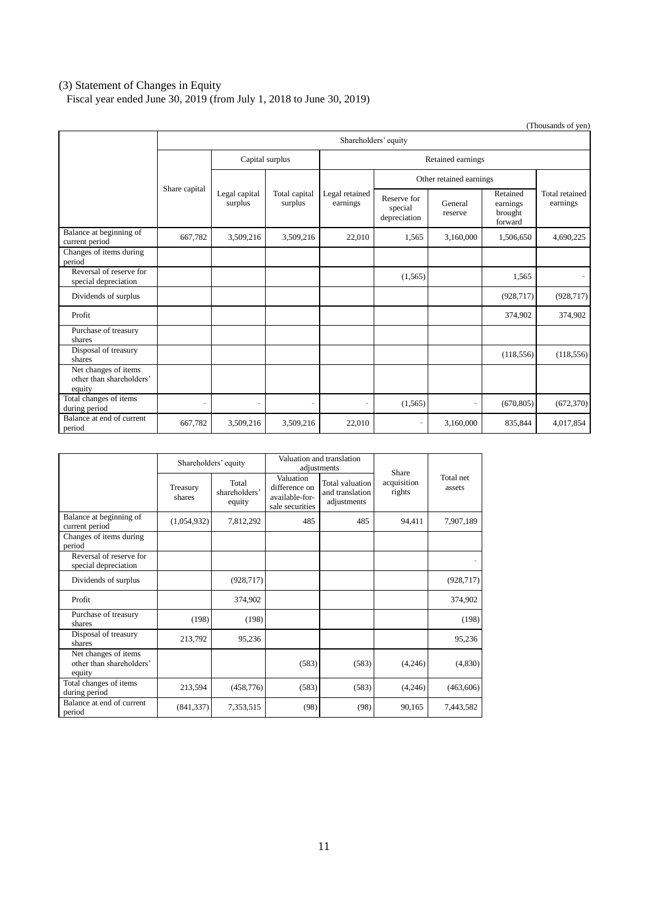(3) Statement of Changes in Equity

Fiscal year ended June 30, 2019 (from July 1, 2018 to June 30, 2019)

(Thousands of yen)

| | Shareholders' equity | | | | | | | |
|---|---|---|---|---|---|---|---|---|
| | Share capital | Capital surplus | | Retained earnings | | | | |
| | | | | | Other retained earnings | | | |
| | | Legal capital surplus | Total capital surplus | Legal retained earnings | Reserve for special depreciation | General reserve | Retained earnings brought forward | Total retained earnings |
| Balance at beginning of current period | 667,782 | 3,509,216 | 3,509,216 | 22,010 | 1,565 | 3,160,000 | 1,506,650 | 4,690,225 |
| Changes of items during period | | | | | | | | |
| Reversal of reserve for special depreciation | | | | | (1,565) | | 1,565 | - |
| Dividends of surplus | | | | | | | (928,717) | (928,717) |
| Profit | | | | | | | 374,902 | 374,902 |
| Purchase of treasury shares | | | | | | | | |
| Disposal of treasury shares | | | | | | | (118,556) | (118,556) |
| Net changes of items other than shareholders' equity | | | | | | | | |
| Total changes of items during period | - | - | - | - | (1,565) | - | (670,805) | (672,370) |
| Balance at end of current period | 667,782 | 3,509,216 | 3,509,216 | 22,010 | - | 3,160,000 | 835,844 | 4,017,854 |

| | Shareholders' equity | | Valuation and translation adjustments | | Share acquisition rights | Total net assets |
|---|---|---|---|---|---|---|
| | Treasury shares | Total shareholders' equity | Valuation difference on available-for-sale securities | Total valuation and translation adjustments | | |
| Balance at beginning of current period | (1,054,932) | 7,812,292 | 485 | 485 | 94,411 | 7,907,189 |
| Changes of items during period | | | | | | |
| Reversal of reserve for special depreciation | | | | | | - |
| Dividends of surplus | | (928,717) | | | | (928,717) |
| Profit | | 374,902 | | | | 374,902 |
| Purchase of treasury shares | (198) | (198) | | | | (198) |
| Disposal of treasury shares | 213,792 | 95,236 | | | | 95,236 |
| Net changes of items other than shareholders' equity | | | (583) | (583) | (4,246) | (4,830) |
| Total changes of items during period | 213,594 | (458,776) | (583) | (583) | (4,246) | (463,606) |
| Balance at end of current period | (841,337) | 7,353,515 | (98) | (98) | 90,165 | 7,443,582 |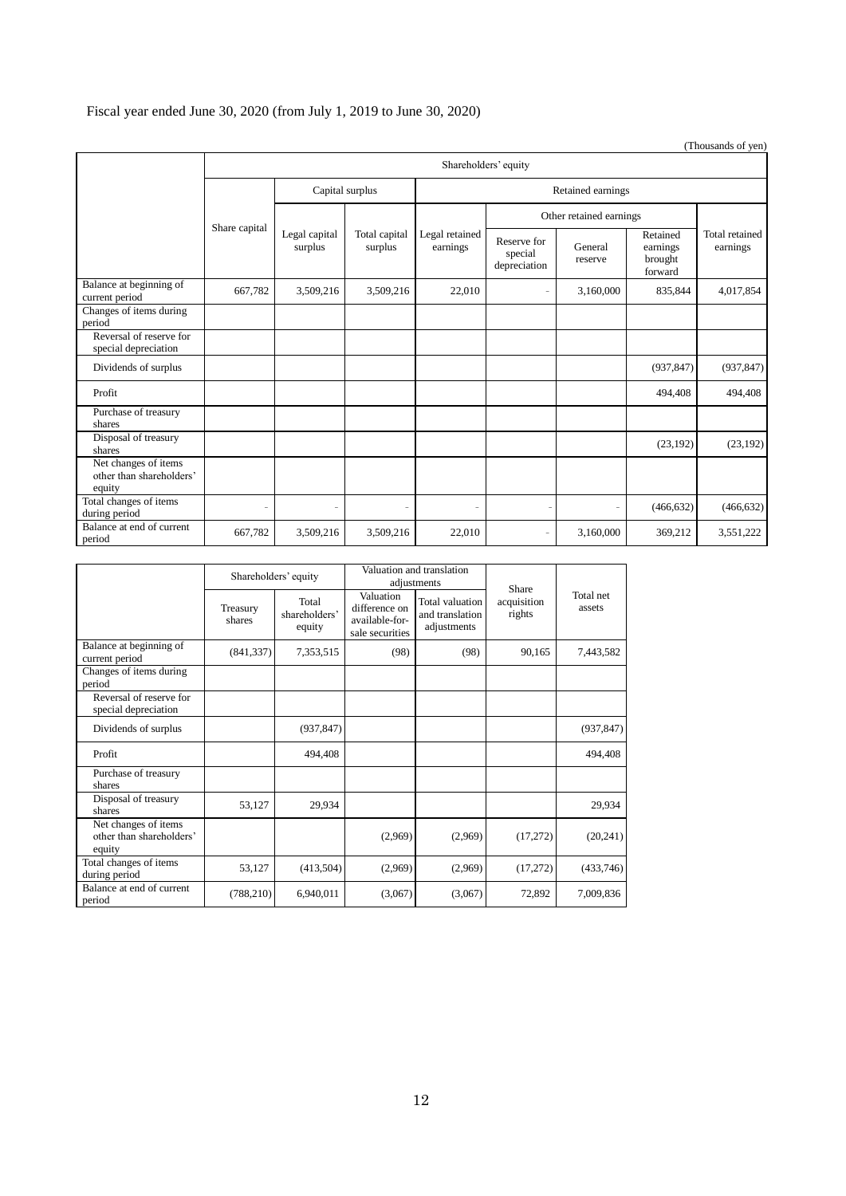Fiscal year ended June 30, 2020 (from July 1, 2019 to June 30, 2020)

(Thousands of yen)

| | Shareholders' equity | | | | | | | |
|---|---|---|---|---|---|---|---|---|
| | Share capital | Capital surplus | | Retained earnings | | | | |
| | | Legal capital surplus | Total capital surplus | Legal retained earnings | Other retained earnings | | | Total retained earnings |
| | | | | | Reserve for special depreciation | General reserve | Retained earnings brought forward | |
| Balance at beginning of current period | 667,782 | 3,509,216 | 3,509,216 | 22,010 | - | 3,160,000 | 835,844 | 4,017,854 |
| Changes of items during period | | | | | | | | |
| Reversal of reserve for special depreciation | | | | | | | | |
| Dividends of surplus | | | | | | | (937,847) | (937,847) |
| Profit | | | | | | | 494,408 | 494,408 |
| Purchase of treasury shares | | | | | | | | |
| Disposal of treasury shares | | | | | | | (23,192) | (23,192) |
| Net changes of items other than shareholders' equity | | | | | | | | |
| Total changes of items during period | - | - | - | - | - | - | (466,632) | (466,632) |
| Balance at end of current period | 667,782 | 3,509,216 | 3,509,216 | 22,010 | - | 3,160,000 | 369,212 | 3,551,222 |

| | Shareholders' equity | | Valuation and translation adjustments | | Share acquisition rights | Total net assets |
|---|---|---|---|---|---|---|
| | Treasury shares | Total shareholders' equity | Valuation difference on available-for-sale securities | Total valuation and translation adjustments | | |
| Balance at beginning of current period | (841,337) | 7,353,515 | (98) | (98) | 90,165 | 7,443,582 |
| Changes of items during period | | | | | | |
| Reversal of reserve for special depreciation | | | | | | |
| Dividends of surplus | | (937,847) | | | | (937,847) |
| Profit | | 494,408 | | | | 494,408 |
| Purchase of treasury shares | | | | | | |
| Disposal of treasury shares | 53,127 | 29,934 | | | | 29,934 |
| Net changes of items other than shareholders' equity | | | (2,969) | (2,969) | (17,272) | (20,241) |
| Total changes of items during period | 53,127 | (413,504) | (2,969) | (2,969) | (17,272) | (433,746) |
| Balance at end of current period | (788,210) | 6,940,011 | (3,067) | (3,067) | 72,892 | 7,009,836 |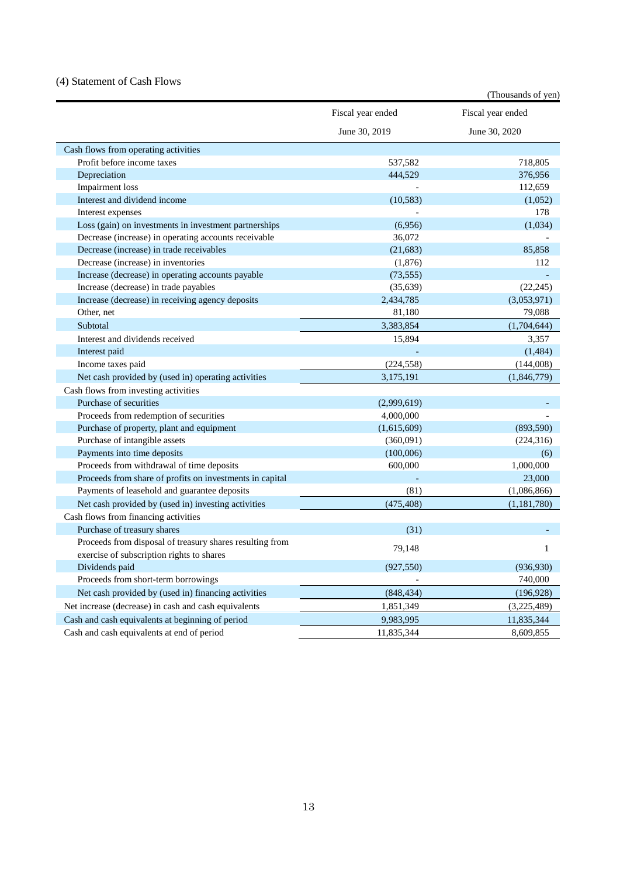## (4) Statement of Cash Flows

(Thousands of yen)

| | Fiscal year ended June 30, 2019 | Fiscal year ended June 30, 2020 |
|---|---|---|
| Cash flows from operating activities | | |
| Profit before income taxes | 537,582 | 718,805 |
| Depreciation | 444,529 | 376,956 |
| Impairment loss | - | 112,659 |
| Interest and dividend income | (10,583) | (1,052) |
| Interest expenses | - | 178 |
| Loss (gain) on investments in investment partnerships | (6,956) | (1,034) |
| Decrease (increase) in operating accounts receivable | 36,072 | - |
| Decrease (increase) in trade receivables | (21,683) | 85,858 |
| Decrease (increase) in inventories | (1,876) | 112 |
| Increase (decrease) in operating accounts payable | (73,555) | - |
| Increase (decrease) in trade payables | (35,639) | (22,245) |
| Increase (decrease) in receiving agency deposits | 2,434,785 | (3,053,971) |
| Other, net | 81,180 | 79,088 |
| Subtotal | 3,383,854 | (1,704,644) |
| Interest and dividends received | 15,894 | 3,357 |
| Interest paid | - | (1,484) |
| Income taxes paid | (224,558) | (144,008) |
| Net cash provided by (used in) operating activities | 3,175,191 | (1,846,779) |
| Cash flows from investing activities | | |
| Purchase of securities | (2,999,619) | - |
| Proceeds from redemption of securities | 4,000,000 | - |
| Purchase of property, plant and equipment | (1,615,609) | (893,590) |
| Purchase of intangible assets | (360,091) | (224,316) |
| Payments into time deposits | (100,006) | (6) |
| Proceeds from withdrawal of time deposits | 600,000 | 1,000,000 |
| Proceeds from share of profits on investments in capital | - | 23,000 |
| Payments of leasehold and guarantee deposits | (81) | (1,086,866) |
| Net cash provided by (used in) investing activities | (475,408) | (1,181,780) |
| Cash flows from financing activities | | |
| Purchase of treasury shares | (31) | - |
| Proceeds from disposal of treasury shares resulting from exercise of subscription rights to shares | 79,148 | 1 |
| Dividends paid | (927,550) | (936,930) |
| Proceeds from short-term borrowings | - | 740,000 |
| Net cash provided by (used in) financing activities | (848,434) | (196,928) |
| Net increase (decrease) in cash and cash equivalents | 1,851,349 | (3,225,489) |
| Cash and cash equivalents at beginning of period | 9,983,995 | 11,835,344 |
| Cash and cash equivalents at end of period | 11,835,344 | 8,609,855 |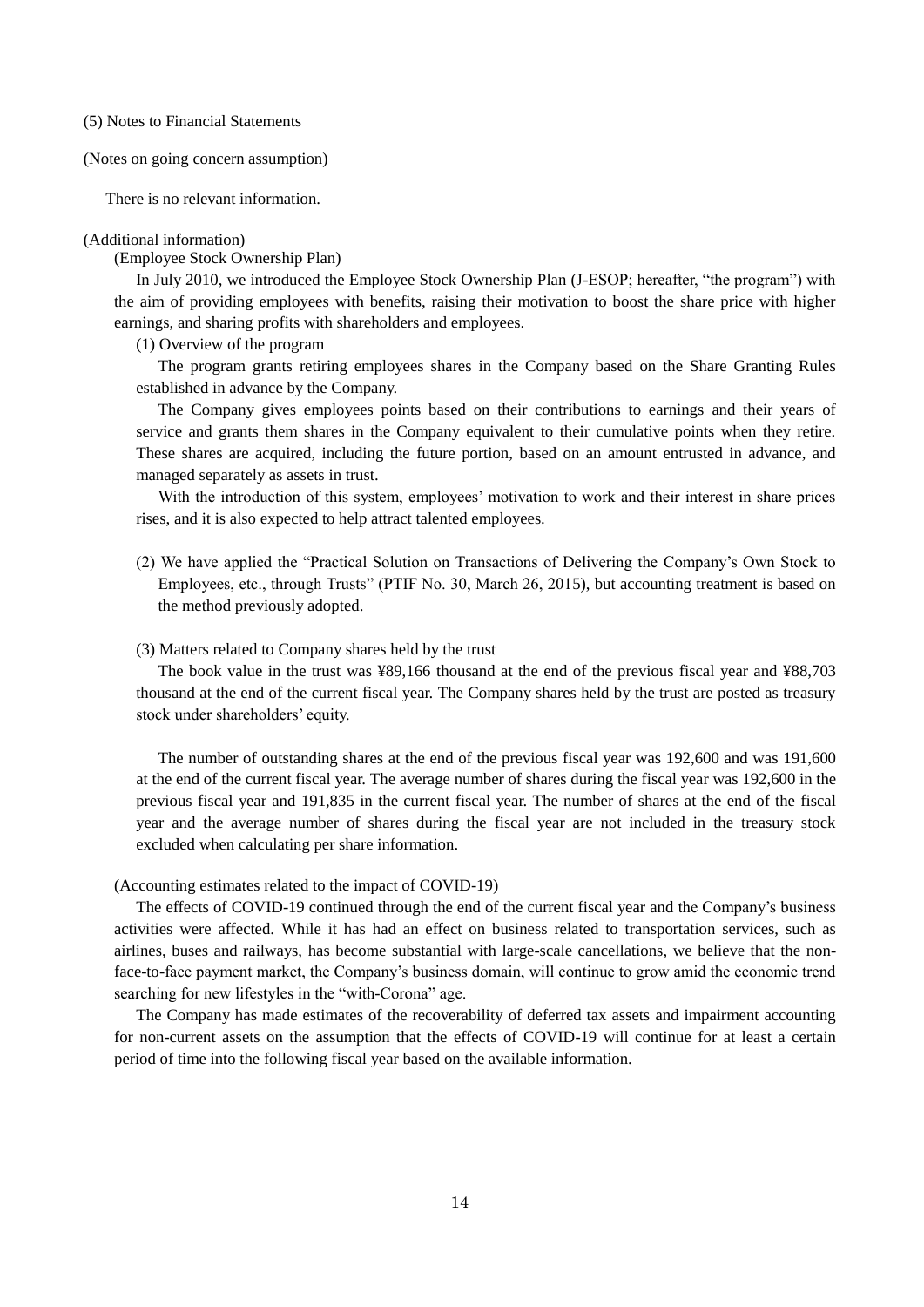(5) Notes to Financial Statements

(Notes on going concern assumption)

There is no relevant information.

(Additional information)

(Employee Stock Ownership Plan)

In July 2010, we introduced the Employee Stock Ownership Plan (J-ESOP; hereafter, "the program") with the aim of providing employees with benefits, raising their motivation to boost the share price with higher earnings, and sharing profits with shareholders and employees.

(1) Overview of the program

The program grants retiring employees shares in the Company based on the Share Granting Rules established in advance by the Company.

The Company gives employees points based on their contributions to earnings and their years of service and grants them shares in the Company equivalent to their cumulative points when they retire. These shares are acquired, including the future portion, based on an amount entrusted in advance, and managed separately as assets in trust.

With the introduction of this system, employees' motivation to work and their interest in share prices rises, and it is also expected to help attract talented employees.

(2) We have applied the "Practical Solution on Transactions of Delivering the Company's Own Stock to Employees, etc., through Trusts" (PTIF No. 30, March 26, 2015), but accounting treatment is based on the method previously adopted.

(3) Matters related to Company shares held by the trust

The book value in the trust was ¥89,166 thousand at the end of the previous fiscal year and ¥88,703 thousand at the end of the current fiscal year. The Company shares held by the trust are posted as treasury stock under shareholders' equity.

The number of outstanding shares at the end of the previous fiscal year was 192,600 and was 191,600 at the end of the current fiscal year. The average number of shares during the fiscal year was 192,600 in the previous fiscal year and 191,835 in the current fiscal year. The number of shares at the end of the fiscal year and the average number of shares during the fiscal year are not included in the treasury stock excluded when calculating per share information.

(Accounting estimates related to the impact of COVID-19)

The effects of COVID-19 continued through the end of the current fiscal year and the Company's business activities were affected. While it has had an effect on business related to transportation services, such as airlines, buses and railways, has become substantial with large-scale cancellations, we believe that the non-face-to-face payment market, the Company's business domain, will continue to grow amid the economic trend searching for new lifestyles in the "with-Corona" age.

The Company has made estimates of the recoverability of deferred tax assets and impairment accounting for non-current assets on the assumption that the effects of COVID-19 will continue for at least a certain period of time into the following fiscal year based on the available information.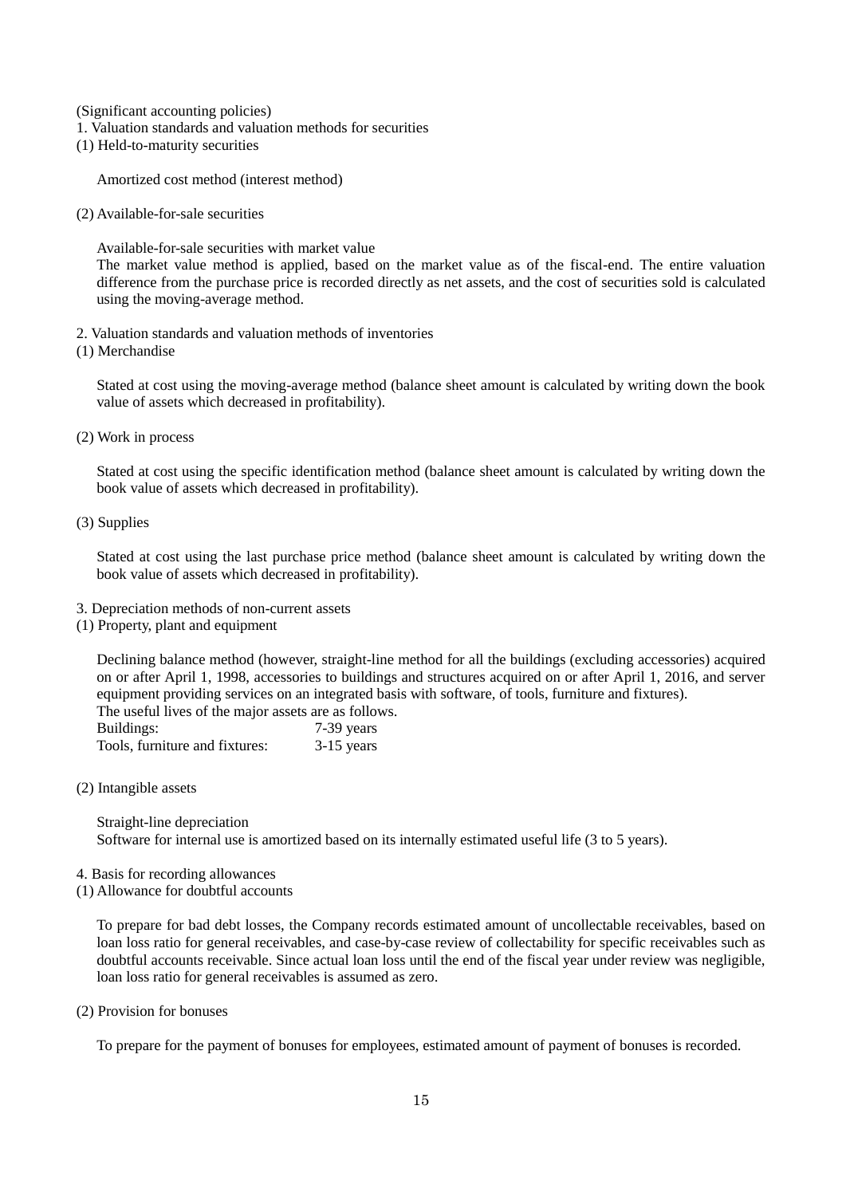(Significant accounting policies)

1. Valuation standards and valuation methods for securities

(1) Held-to-maturity securities

Amortized cost method (interest method)

(2) Available-for-sale securities

Available-for-sale securities with market value

The market value method is applied, based on the market value as of the fiscal-end. The entire valuation difference from the purchase price is recorded directly as net assets, and the cost of securities sold is calculated using the moving-average method.

2. Valuation standards and valuation methods of inventories

(1) Merchandise

Stated at cost using the moving-average method (balance sheet amount is calculated by writing down the book value of assets which decreased in profitability).

(2) Work in process

Stated at cost using the specific identification method (balance sheet amount is calculated by writing down the book value of assets which decreased in profitability).

(3) Supplies

Stated at cost using the last purchase price method (balance sheet amount is calculated by writing down the book value of assets which decreased in profitability).

3. Depreciation methods of non-current assets

(1) Property, plant and equipment

Declining balance method (however, straight-line method for all the buildings (excluding accessories) acquired on or after April 1, 1998, accessories to buildings and structures acquired on or after April 1, 2016, and server equipment providing services on an integrated basis with software, of tools, furniture and fixtures).

The useful lives of the major assets are as follows.

| | |
|---|---|
| Buildings: | 7-39 years |
| Tools, furniture and fixtures: | 3-15 years |

(2) Intangible assets

Straight-line depreciation

Software for internal use is amortized based on its internally estimated useful life (3 to 5 years).

4. Basis for recording allowances

(1) Allowance for doubtful accounts

To prepare for bad debt losses, the Company records estimated amount of uncollectable receivables, based on loan loss ratio for general receivables, and case-by-case review of collectability for specific receivables such as doubtful accounts receivable. Since actual loan loss until the end of the fiscal year under review was negligible, loan loss ratio for general receivables is assumed as zero.

(2) Provision for bonuses

To prepare for the payment of bonuses for employees, estimated amount of payment of bonuses is recorded.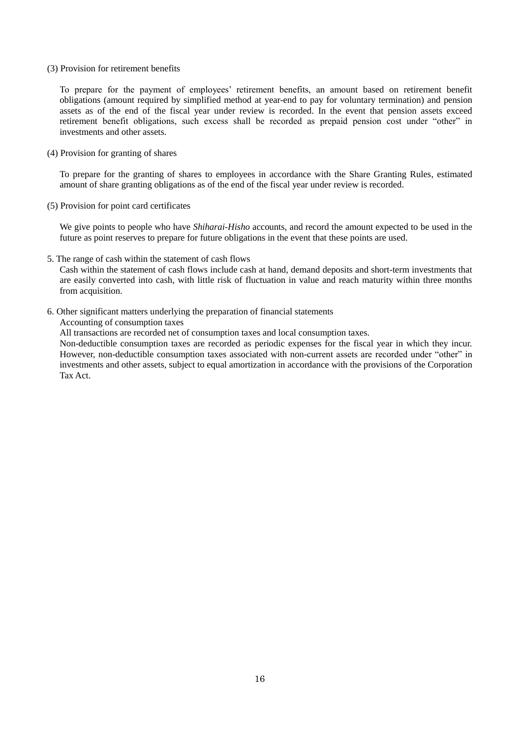(3) Provision for retirement benefits

To prepare for the payment of employees' retirement benefits, an amount based on retirement benefit obligations (amount required by simplified method at year-end to pay for voluntary termination) and pension assets as of the end of the fiscal year under review is recorded. In the event that pension assets exceed retirement benefit obligations, such excess shall be recorded as prepaid pension cost under "other" in investments and other assets.

(4) Provision for granting of shares

To prepare for the granting of shares to employees in accordance with the Share Granting Rules, estimated amount of share granting obligations as of the end of the fiscal year under review is recorded.

(5) Provision for point card certificates

We give points to people who have *Shiharai-Hisho* accounts, and record the amount expected to be used in the future as point reserves to prepare for future obligations in the event that these points are used.

5. The range of cash within the statement of cash flows

Cash within the statement of cash flows include cash at hand, demand deposits and short-term investments that are easily converted into cash, with little risk of fluctuation in value and reach maturity within three months from acquisition.

6. Other significant matters underlying the preparation of financial statements

Accounting of consumption taxes

All transactions are recorded net of consumption taxes and local consumption taxes.

Non-deductible consumption taxes are recorded as periodic expenses for the fiscal year in which they incur. However, non-deductible consumption taxes associated with non-current assets are recorded under "other" in investments and other assets, subject to equal amortization in accordance with the provisions of the Corporation Tax Act.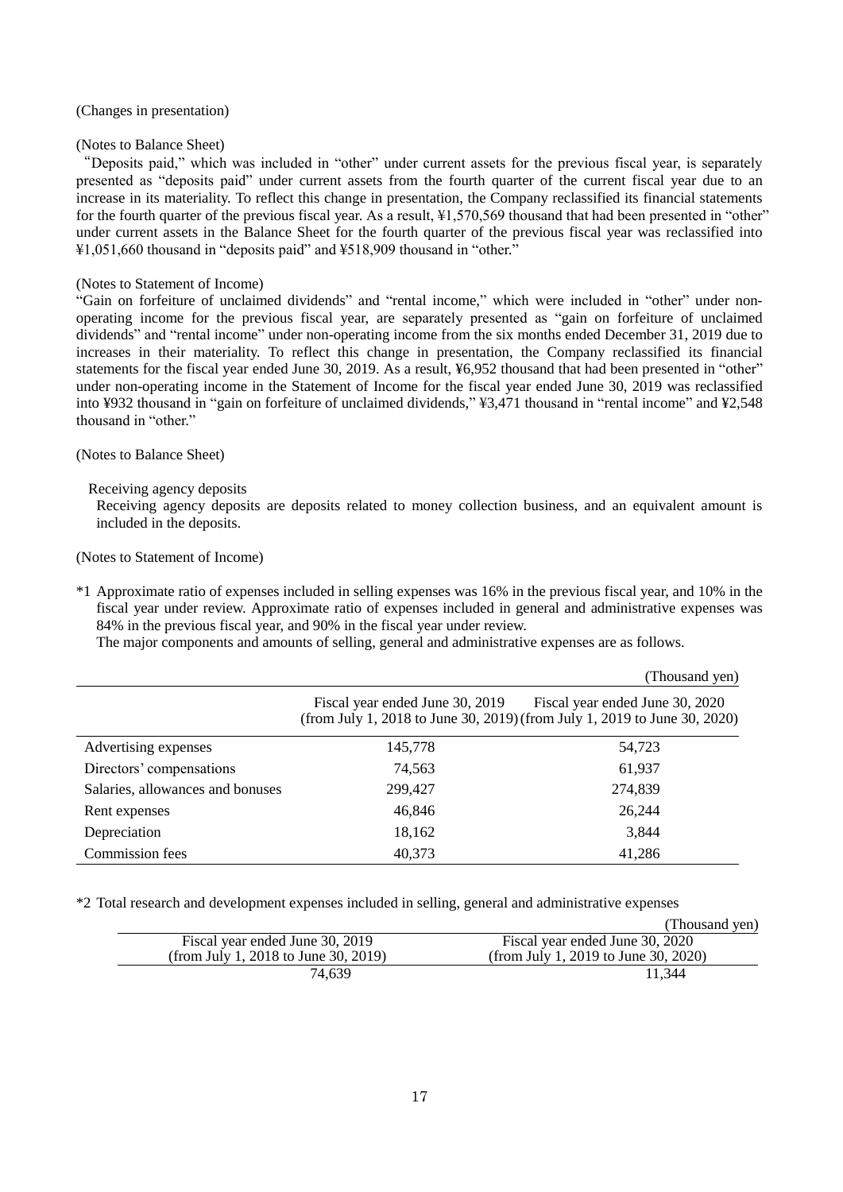(Changes in presentation)

(Notes to Balance Sheet)

"Deposits paid," which was included in "other" under current assets for the previous fiscal year, is separately presented as "deposits paid" under current assets from the fourth quarter of the current fiscal year due to an increase in its materiality. To reflect this change in presentation, the Company reclassified its financial statements for the fourth quarter of the previous fiscal year. As a result, ¥1,570,569 thousand that had been presented in "other" under current assets in the Balance Sheet for the fourth quarter of the previous fiscal year was reclassified into ¥1,051,660 thousand in "deposits paid" and ¥518,909 thousand in "other."

(Notes to Statement of Income)

"Gain on forfeiture of unclaimed dividends" and "rental income," which were included in "other" under non-operating income for the previous fiscal year, are separately presented as "gain on forfeiture of unclaimed dividends" and "rental income" under non-operating income from the six months ended December 31, 2019 due to increases in their materiality. To reflect this change in presentation, the Company reclassified its financial statements for the fiscal year ended June 30, 2019. As a result, ¥6,952 thousand that had been presented in "other" under non-operating income in the Statement of Income for the fiscal year ended June 30, 2019 was reclassified into ¥932 thousand in "gain on forfeiture of unclaimed dividends," ¥3,471 thousand in "rental income" and ¥2,548 thousand in "other."

(Notes to Balance Sheet)

Receiving agency deposits

Receiving agency deposits are deposits related to money collection business, and an equivalent amount is included in the deposits.

(Notes to Statement of Income)

*1 Approximate ratio of expenses included in selling expenses was 16% in the previous fiscal year, and 10% in the fiscal year under review. Approximate ratio of expenses included in general and administrative expenses was 84% in the previous fiscal year, and 90% in the fiscal year under review.

The major components and amounts of selling, general and administrative expenses are as follows.

(Thousand yen)

| | Fiscal year ended June 30, 2019 (from July 1, 2018 to June 30, 2019) | Fiscal year ended June 30, 2020 (from July 1, 2019 to June 30, 2020) |
|---|---|---|
| Advertising expenses | 145,778 | 54,723 |
| Directors' compensations | 74,563 | 61,937 |
| Salaries, allowances and bonuses | 299,427 | 274,839 |
| Rent expenses | 46,846 | 26,244 |
| Depreciation | 18,162 | 3,844 |
| Commission fees | 40,373 | 41,286 |

*2 Total research and development expenses included in selling, general and administrative expenses

(Thousand yen)

| Fiscal year ended June 30, 2019 (from July 1, 2018 to June 30, 2019) | Fiscal year ended June 30, 2020 (from July 1, 2019 to June 30, 2020) |
|---|---|
| 74,639 | 11,344 |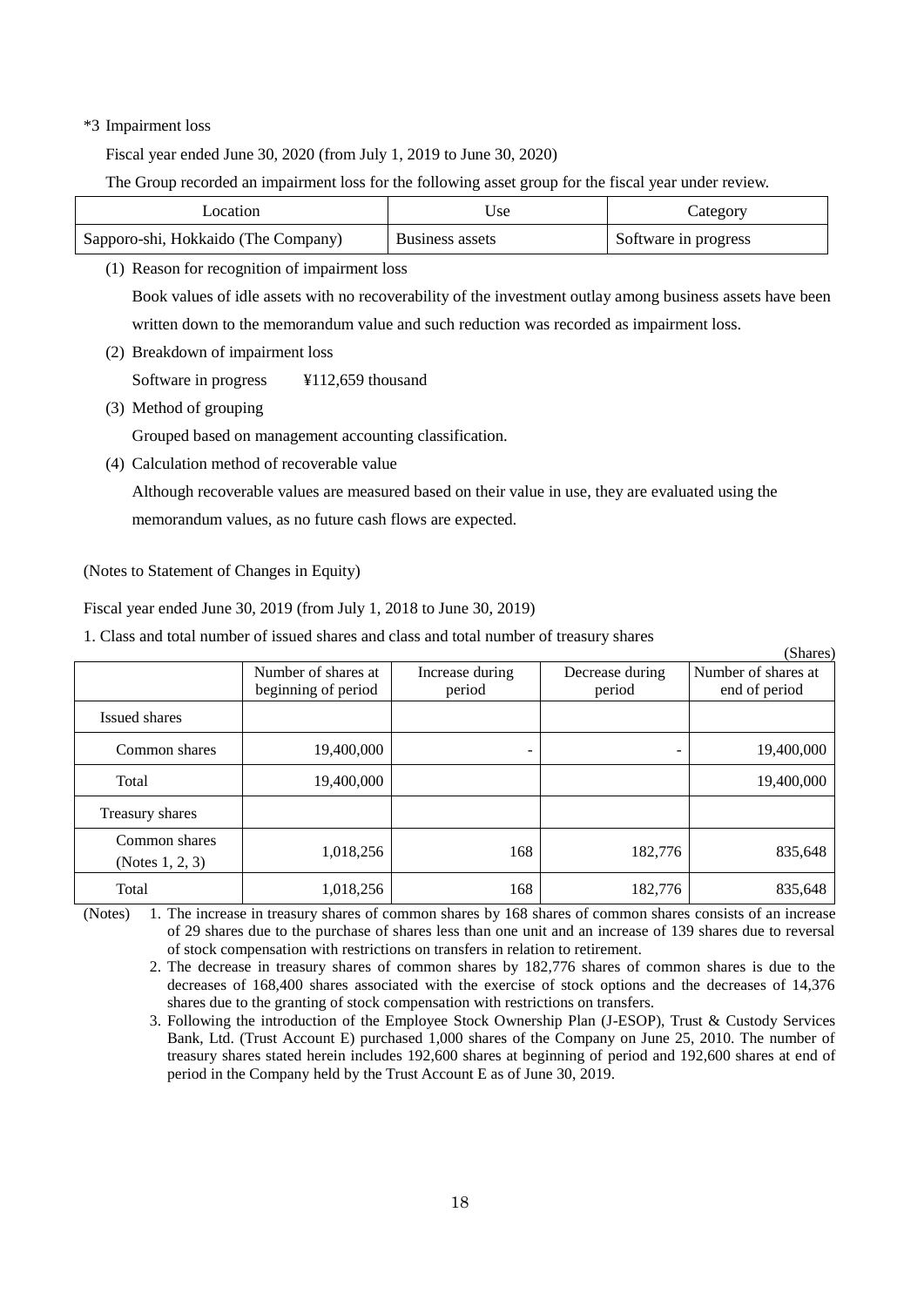*3 Impairment loss

Fiscal year ended June 30, 2020 (from July 1, 2019 to June 30, 2020)

The Group recorded an impairment loss for the following asset group for the fiscal year under review.

| Location | Use | Category |
|---|---|---|
| Sapporo-shi, Hokkaido (The Company) | Business assets | Software in progress |

(1) Reason for recognition of impairment loss

Book values of idle assets with no recoverability of the investment outlay among business assets have been written down to the memorandum value and such reduction was recorded as impairment loss.

(2) Breakdown of impairment loss

Software in progress ¥112,659 thousand

(3) Method of grouping

Grouped based on management accounting classification.

(4) Calculation method of recoverable value

Although recoverable values are measured based on their value in use, they are evaluated using the memorandum values, as no future cash flows are expected.

(Notes to Statement of Changes in Equity)

Fiscal year ended June 30, 2019 (from July 1, 2018 to June 30, 2019)

1. Class and total number of issued shares and class and total number of treasury shares

(Shares)

| | Number of shares at beginning of period | Increase during period | Decrease during period | Number of shares at end of period |
|---|---|---|---|---|
| Issued shares | | | | |
| Common shares | 19,400,000 | - | - | 19,400,000 |
| Total | 19,400,000 | | | 19,400,000 |
| Treasury shares | | | | |
| Common shares (Notes 1, 2, 3) | 1,018,256 | 168 | 182,776 | 835,648 |
| Total | 1,018,256 | 168 | 182,776 | 835,648 |

(Notes)
1. The increase in treasury shares of common shares by 168 shares of common shares consists of an increase of 29 shares due to the purchase of shares less than one unit and an increase of 139 shares due to reversal of stock compensation with restrictions on transfers in relation to retirement.
2. The decrease in treasury shares of common shares by 182,776 shares of common shares is due to the decreases of 168,400 shares associated with the exercise of stock options and the decreases of 14,376 shares due to the granting of stock compensation with restrictions on transfers.
3. Following the introduction of the Employee Stock Ownership Plan (J-ESOP), Trust & Custody Services Bank, Ltd. (Trust Account E) purchased 1,000 shares of the Company on June 25, 2010. The number of treasury shares stated herein includes 192,600 shares at beginning of period and 192,600 shares at end of period in the Company held by the Trust Account E as of June 30, 2019.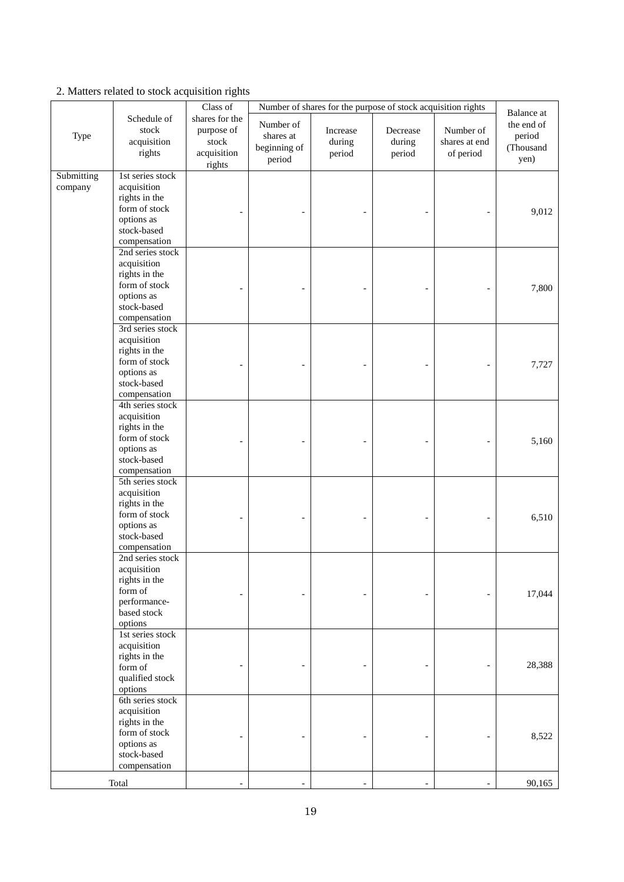2. Matters related to stock acquisition rights

| Type | Schedule of stock acquisition rights | Class of shares for the purpose of stock acquisition rights | Number of shares for the purpose of stock acquisition rights | | | | Balance at the end of period (Thousand yen) |
|---|---|---|---|---|---|---|---|
| | | | Number of shares at beginning of period | Increase during period | Decrease during period | Number of shares at end of period | |
| Submitting company | 1st series stock acquisition rights in the form of stock options as stock-based compensation | - | - | - | - | - | 9,012 |
| | 2nd series stock acquisition rights in the form of stock options as stock-based compensation | - | - | - | - | - | 7,800 |
| | 3rd series stock acquisition rights in the form of stock options as stock-based compensation | - | - | - | - | - | 7,727 |
| | 4th series stock acquisition rights in the form of stock options as stock-based compensation | - | - | - | - | - | 5,160 |
| | 5th series stock acquisition rights in the form of stock options as stock-based compensation | - | - | - | - | - | 6,510 |
| | 2nd series stock acquisition rights in the form of performance-based stock options | - | - | - | - | - | 17,044 |
| | 1st series stock acquisition rights in the form of qualified stock options | - | - | - | - | - | 28,388 |
| | 6th series stock acquisition rights in the form of stock options as stock-based compensation | - | - | - | - | - | 8,522 |
| Total | | - | - | - | - | - | 90,165 |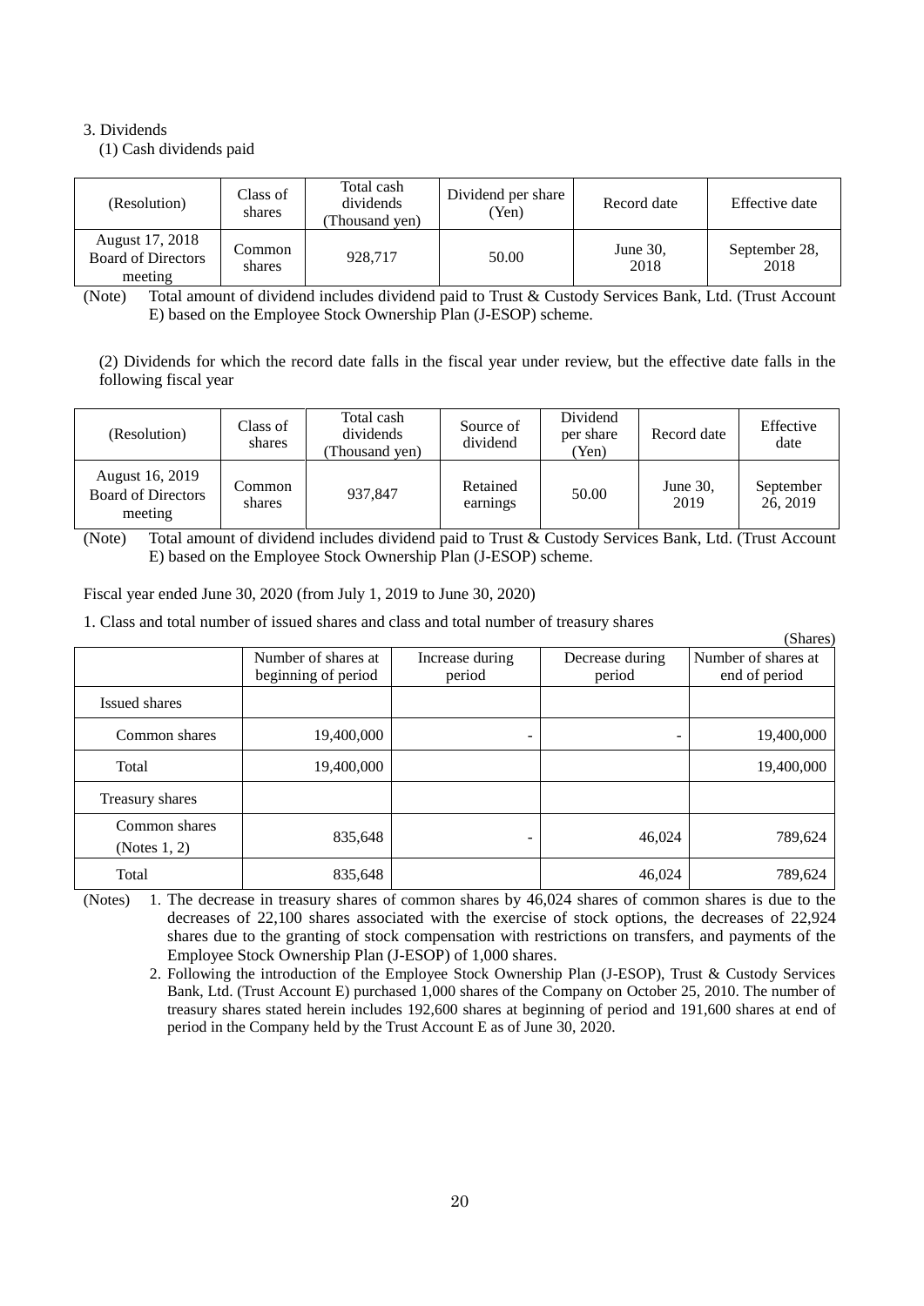3. Dividends

(1) Cash dividends paid

| (Resolution) | Class of shares | Total cash dividends (Thousand yen) | Dividend per share (Yen) | Record date | Effective date |
|---|---|---|---|---|---|
| August 17, 2018 Board of Directors meeting | Common shares | 928,717 | 50.00 | June 30, 2018 | September 28, 2018 |

(Note) Total amount of dividend includes dividend paid to Trust & Custody Services Bank, Ltd. (Trust Account E) based on the Employee Stock Ownership Plan (J-ESOP) scheme.

(2) Dividends for which the record date falls in the fiscal year under review, but the effective date falls in the following fiscal year

| (Resolution) | Class of shares | Total cash dividends (Thousand yen) | Source of dividend | Dividend per share (Yen) | Record date | Effective date |
|---|---|---|---|---|---|---|
| August 16, 2019 Board of Directors meeting | Common shares | 937,847 | Retained earnings | 50.00 | June 30, 2019 | September 26, 2019 |

(Note) Total amount of dividend includes dividend paid to Trust & Custody Services Bank, Ltd. (Trust Account E) based on the Employee Stock Ownership Plan (J-ESOP) scheme.

Fiscal year ended June 30, 2020 (from July 1, 2019 to June 30, 2020)

1. Class and total number of issued shares and class and total number of treasury shares

(Shares)

| | Number of shares at beginning of period | Increase during period | Decrease during period | Number of shares at end of period |
|---|---|---|---|---|
| Issued shares | | | | |
| Common shares | 19,400,000 | - | - | 19,400,000 |
| Total | 19,400,000 | | | 19,400,000 |
| Treasury shares | | | | |
| Common shares (Notes 1, 2) | 835,648 | - | 46,024 | 789,624 |
| Total | 835,648 | | 46,024 | 789,624 |

(Notes)
1. The decrease in treasury shares of common shares by 46,024 shares of common shares is due to the decreases of 22,100 shares associated with the exercise of stock options, the decreases of 22,924 shares due to the granting of stock compensation with restrictions on transfers, and payments of the Employee Stock Ownership Plan (J-ESOP) of 1,000 shares.
2. Following the introduction of the Employee Stock Ownership Plan (J-ESOP), Trust & Custody Services Bank, Ltd. (Trust Account E) purchased 1,000 shares of the Company on October 25, 2010. The number of treasury shares stated herein includes 192,600 shares at beginning of period and 191,600 shares at end of period in the Company held by the Trust Account E as of June 30, 2020.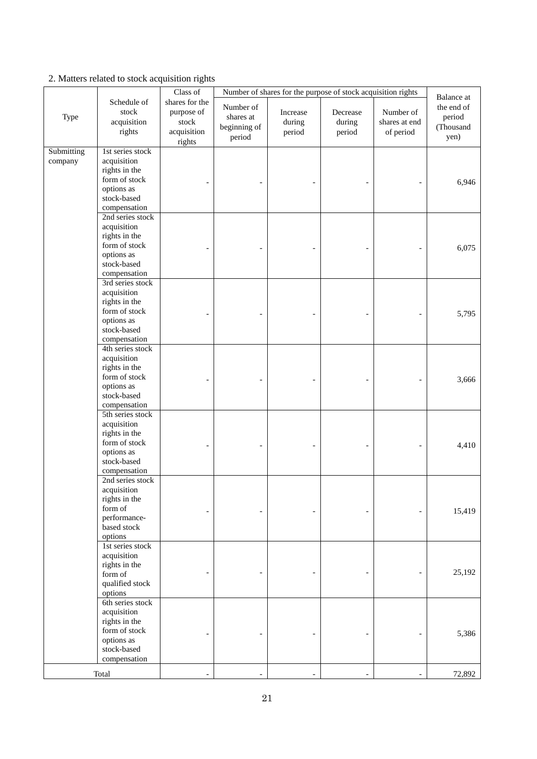2. Matters related to stock acquisition rights

| Type | Schedule of stock acquisition rights | Class of shares for the purpose of stock acquisition rights | Number of shares for the purpose of stock acquisition rights | | | | Balance at the end of period (Thousand yen) |
|---|---|---|---|---|---|---|---|
| | | | Number of shares at beginning of period | Increase during period | Decrease during period | Number of shares at end of period | |
| Submitting company | 1st series stock acquisition rights in the form of stock options as stock-based compensation | - | - | - | - | - | 6,946 |
| | 2nd series stock acquisition rights in the form of stock options as stock-based compensation | - | - | - | - | - | 6,075 |
| | 3rd series stock acquisition rights in the form of stock options as stock-based compensation | - | - | - | - | - | 5,795 |
| | 4th series stock acquisition rights in the form of stock options as stock-based compensation | - | - | - | - | - | 3,666 |
| | 5th series stock acquisition rights in the form of stock options as stock-based compensation | - | - | - | - | - | 4,410 |
| | 2nd series stock acquisition rights in the form of performance-based stock options | - | - | - | - | - | 15,419 |
| | 1st series stock acquisition rights in the form of qualified stock options | - | - | - | - | - | 25,192 |
| | 6th series stock acquisition rights in the form of stock options as stock-based compensation | - | - | - | - | - | 5,386 |
| Total | | - | - | - | - | - | 72,892 |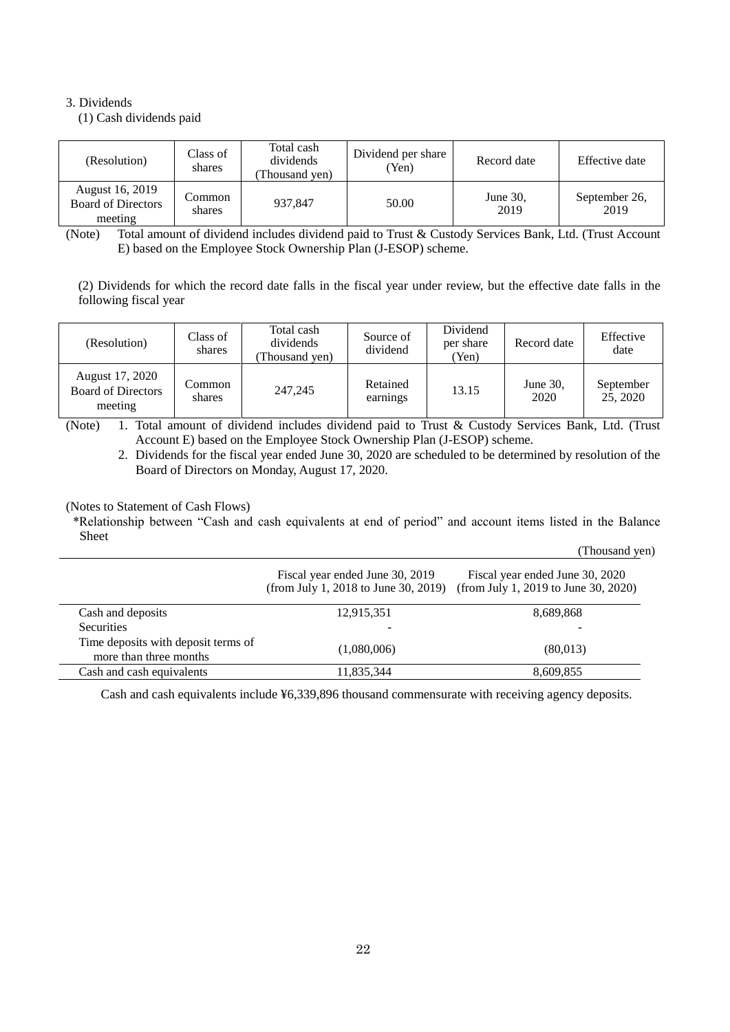3. Dividends

(1) Cash dividends paid

| (Resolution) | Class of shares | Total cash dividends (Thousand yen) | Dividend per share (Yen) | Record date | Effective date |
|---|---|---|---|---|---|
| August 16, 2019 Board of Directors meeting | Common shares | 937,847 | 50.00 | June 30, 2019 | September 26, 2019 |

(Note) Total amount of dividend includes dividend paid to Trust & Custody Services Bank, Ltd. (Trust Account E) based on the Employee Stock Ownership Plan (J-ESOP) scheme.

(2) Dividends for which the record date falls in the fiscal year under review, but the effective date falls in the following fiscal year

| (Resolution) | Class of shares | Total cash dividends (Thousand yen) | Source of dividend | Dividend per share (Yen) | Record date | Effective date |
|---|---|---|---|---|---|---|
| August 17, 2020 Board of Directors meeting | Common shares | 247,245 | Retained earnings | 13.15 | June 30, 2020 | September 25, 2020 |

(Note) 1. Total amount of dividend includes dividend paid to Trust & Custody Services Bank, Ltd. (Trust Account E) based on the Employee Stock Ownership Plan (J-ESOP) scheme.

2. Dividends for the fiscal year ended June 30, 2020 are scheduled to be determined by resolution of the Board of Directors on Monday, August 17, 2020.

(Notes to Statement of Cash Flows)

*Relationship between "Cash and cash equivalents at end of period" and account items listed in the Balance Sheet

(Thousand yen)

| | Fiscal year ended June 30, 2019 (from July 1, 2018 to June 30, 2019) | Fiscal year ended June 30, 2020 (from July 1, 2019 to June 30, 2020) |
|---|---|---|
| Cash and deposits | 12,915,351 | 8,689,868 |
| Securities | - | - |
| Time deposits with deposit terms of more than three months | (1,080,006) | (80,013) |
| Cash and cash equivalents | 11,835,344 | 8,609,855 |

Cash and cash equivalents include ¥6,339,896 thousand commensurate with receiving agency deposits.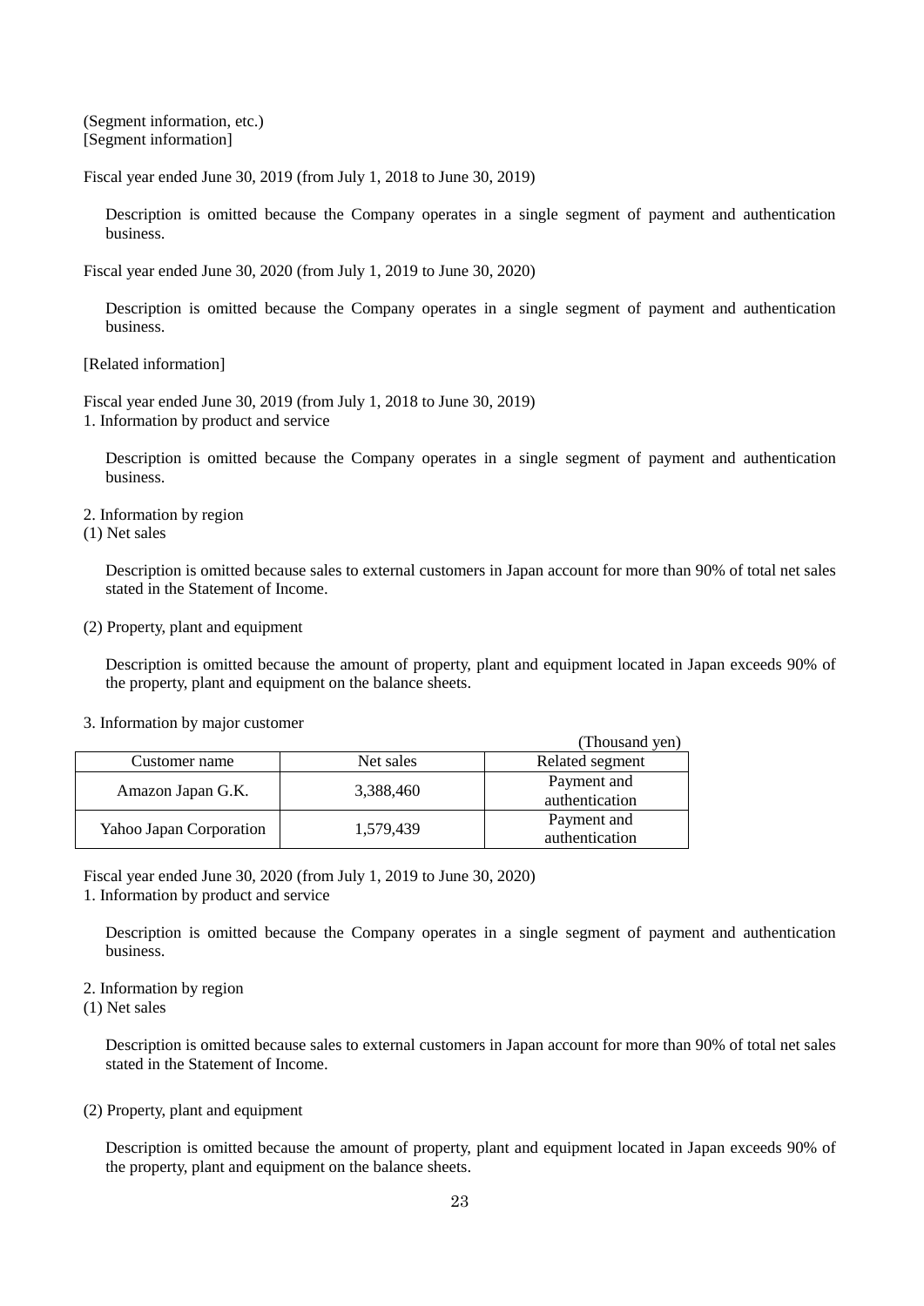(Segment information, etc.)
[Segment information]

Fiscal year ended June 30, 2019 (from July 1, 2018 to June 30, 2019)

Description is omitted because the Company operates in a single segment of payment and authentication business.

Fiscal year ended June 30, 2020 (from July 1, 2019 to June 30, 2020)

Description is omitted because the Company operates in a single segment of payment and authentication business.

[Related information]

Fiscal year ended June 30, 2019 (from July 1, 2018 to June 30, 2019)
1. Information by product and service

Description is omitted because the Company operates in a single segment of payment and authentication business.

2. Information by region
(1) Net sales

Description is omitted because sales to external customers in Japan account for more than 90% of total net sales stated in the Statement of Income.

(2) Property, plant and equipment

Description is omitted because the amount of property, plant and equipment located in Japan exceeds 90% of the property, plant and equipment on the balance sheets.

3. Information by major customer

(Thousand yen)

| Customer name | Net sales | Related segment |
|---|---|---|
| Amazon Japan G.K. | 3,388,460 | Payment and authentication |
| Yahoo Japan Corporation | 1,579,439 | Payment and authentication |

Fiscal year ended June 30, 2020 (from July 1, 2019 to June 30, 2020)
1. Information by product and service

Description is omitted because the Company operates in a single segment of payment and authentication business.

2. Information by region
(1) Net sales

Description is omitted because sales to external customers in Japan account for more than 90% of total net sales stated in the Statement of Income.

(2) Property, plant and equipment

Description is omitted because the amount of property, plant and equipment located in Japan exceeds 90% of the property, plant and equipment on the balance sheets.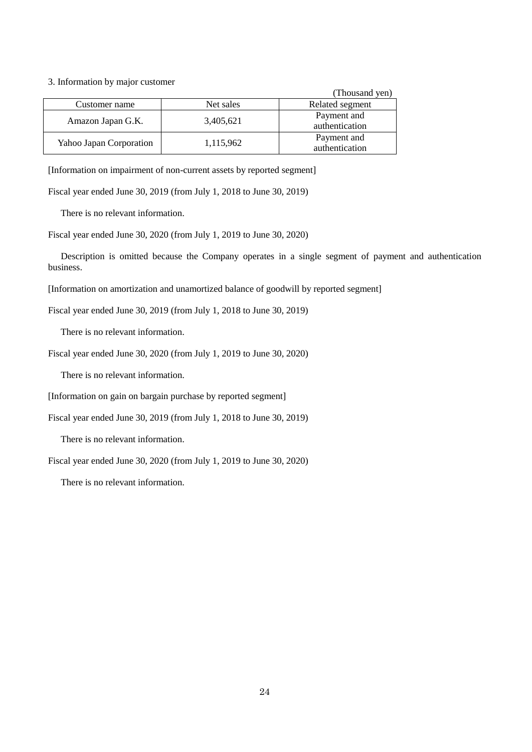3. Information by major customer

(Thousand yen)

| Customer name | Net sales | Related segment |
|---|---|---|
| Amazon Japan G.K. | 3,405,621 | Payment and authentication |
| Yahoo Japan Corporation | 1,115,962 | Payment and authentication |

[Information on impairment of non-current assets by reported segment]

Fiscal year ended June 30, 2019 (from July 1, 2018 to June 30, 2019)

There is no relevant information.

Fiscal year ended June 30, 2020 (from July 1, 2019 to June 30, 2020)

Description is omitted because the Company operates in a single segment of payment and authentication business.

[Information on amortization and unamortized balance of goodwill by reported segment]

Fiscal year ended June 30, 2019 (from July 1, 2018 to June 30, 2019)

There is no relevant information.

Fiscal year ended June 30, 2020 (from July 1, 2019 to June 30, 2020)

There is no relevant information.

[Information on gain on bargain purchase by reported segment]

Fiscal year ended June 30, 2019 (from July 1, 2018 to June 30, 2019)

There is no relevant information.

Fiscal year ended June 30, 2020 (from July 1, 2019 to June 30, 2020)

There is no relevant information.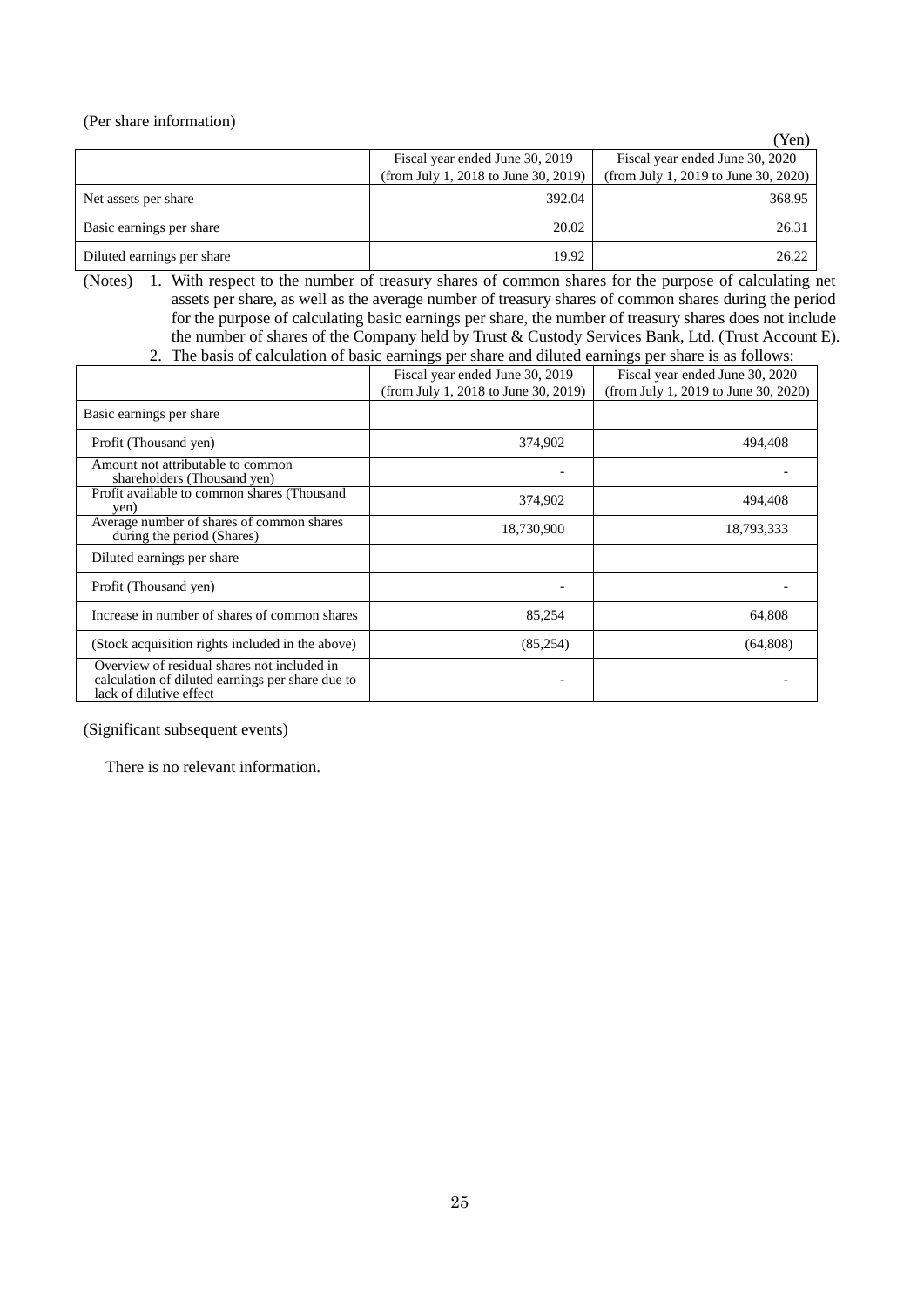(Per share information)

(Yen)

| | Fiscal year ended June 30, 2019 (from July 1, 2018 to June 30, 2019) | Fiscal year ended June 30, 2020 (from July 1, 2019 to June 30, 2020) |
|---|---|---|
| Net assets per share | 392.04 | 368.95 |
| Basic earnings per share | 20.02 | 26.31 |
| Diluted earnings per share | 19.92 | 26.22 |

(Notes) 1. With respect to the number of treasury shares of common shares for the purpose of calculating net assets per share, as well as the average number of treasury shares of common shares during the period for the purpose of calculating basic earnings per share, the number of treasury shares does not include the number of shares of the Company held by Trust & Custody Services Bank, Ltd. (Trust Account E).

2. The basis of calculation of basic earnings per share and diluted earnings per share is as follows:

| | Fiscal year ended June 30, 2019 (from July 1, 2018 to June 30, 2019) | Fiscal year ended June 30, 2020 (from July 1, 2019 to June 30, 2020) |
|---|---|---|
| Basic earnings per share | | |
| Profit (Thousand yen) | 374,902 | 494,408 |
| Amount not attributable to common shareholders (Thousand yen) | - | - |
| Profit available to common shares (Thousand yen) | 374,902 | 494,408 |
| Average number of shares of common shares during the period (Shares) | 18,730,900 | 18,793,333 |
| Diluted earnings per share | | |
| Profit (Thousand yen) | - | - |
| Increase in number of shares of common shares | 85,254 | 64,808 |
| (Stock acquisition rights included in the above) | (85,254) | (64,808) |
| Overview of residual shares not included in calculation of diluted earnings per share due to lack of dilutive effect | - | - |

(Significant subsequent events)

There is no relevant information.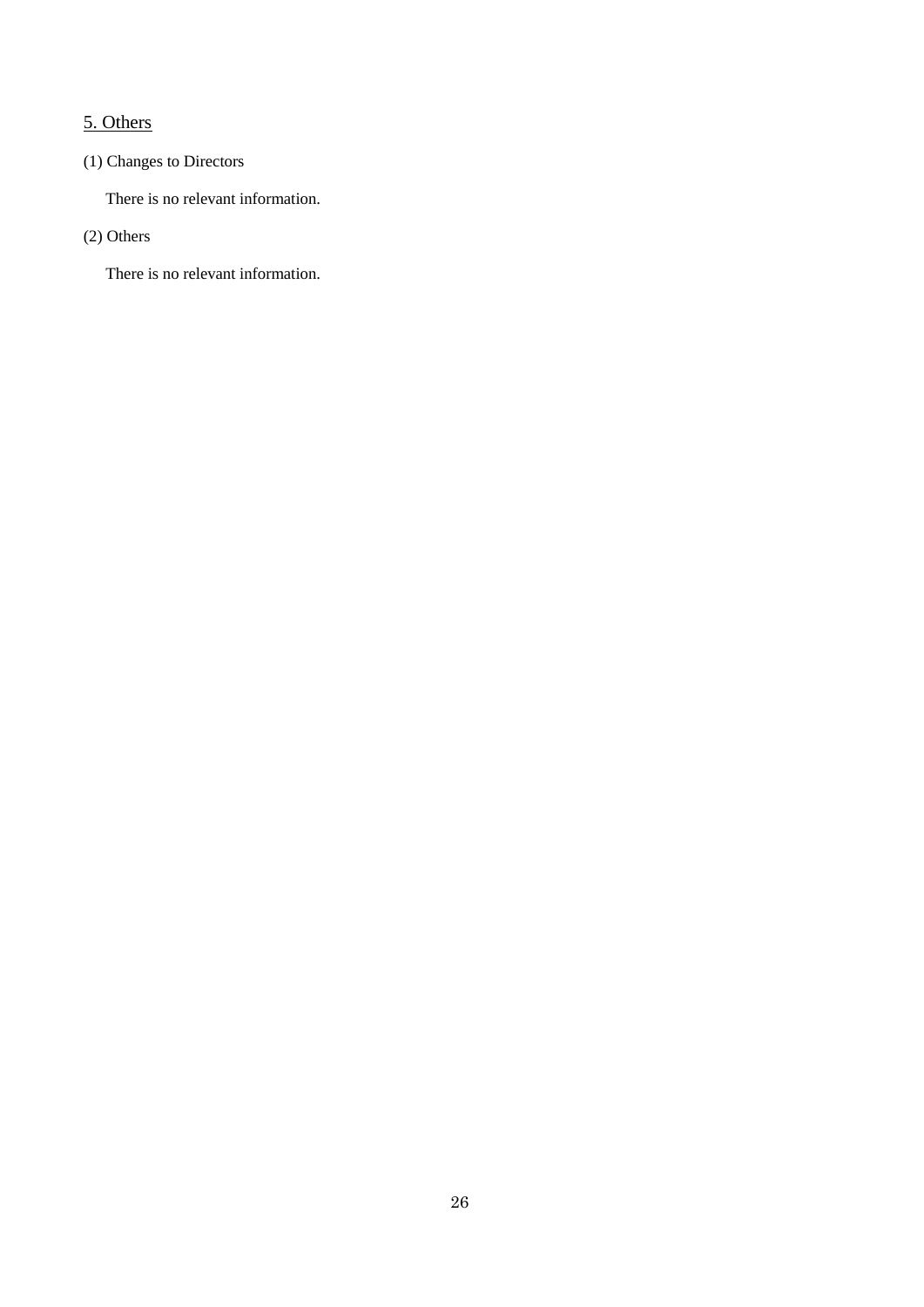## 5. Others

### (1) Changes to Directors

There is no relevant information.

### (2) Others

There is no relevant information.